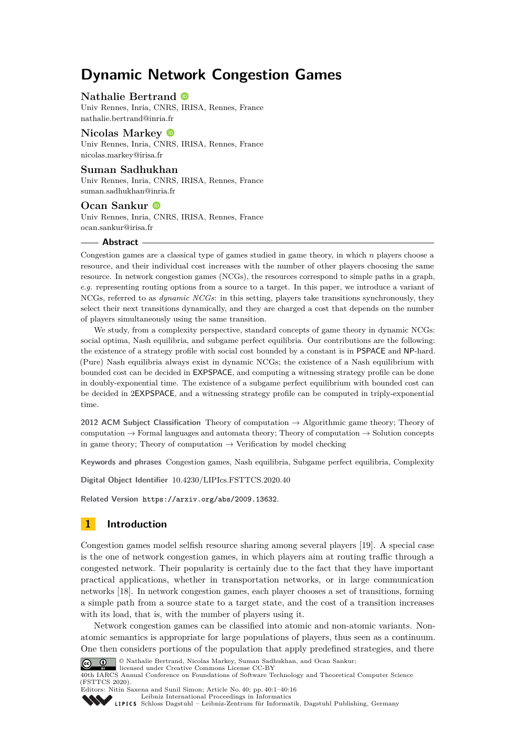# Dynamic Network Congestion Games

**Nathalie Bertrand**
Univ Rennes, Inria, CNRS, IRISA, Rennes, France
nathalie.bertrand@inria.fr

**Nicolas Markey**
Univ Rennes, Inria, CNRS, IRISA, Rennes, France
nicolas.markey@irisa.fr

**Suman Sadhukhan**
Univ Rennes, Inria, CNRS, IRISA, Rennes, France
suman.sadhukhan@inria.fr

**Ocan Sankur**
Univ Rennes, Inria, CNRS, IRISA, Rennes, France
ocan.sankur@irisa.fr

## Abstract

Congestion games are a classical type of games studied in game theory, in which $n$ players choose a resource, and their individual cost increases with the number of other players choosing the same resource. In network congestion games (NCGs), the resources correspond to simple paths in a graph, *e.g.* representing routing options from a source to a target. In this paper, we introduce a variant of NCGs, referred to as *dynamic NCGs*: in this setting, players take transitions synchronously, they select their next transitions dynamically, and they are charged a cost that depends on the number of players simultaneously using the same transition.

We study, from a complexity perspective, standard concepts of game theory in dynamic NCGs: social optima, Nash equilibria, and subgame perfect equilibria. Our contributions are the following: the existence of a strategy profile with social cost bounded by a constant is in PSPACE and NP-hard. (Pure) Nash equilibria always exist in dynamic NCGs; the existence of a Nash equilibrium with bounded cost can be decided in EXPSPACE, and computing a witnessing strategy profile can be done in doubly-exponential time. The existence of a subgame perfect equilibrium with bounded cost can be decided in 2EXPSPACE, and a witnessing strategy profile can be computed in triply-exponential time.

**2012 ACM Subject Classification** Theory of computation → Algorithmic game theory; Theory of computation → Formal languages and automata theory; Theory of computation → Solution concepts in game theory; Theory of computation → Verification by model checking

**Keywords and phrases** Congestion games, Nash equilibria, Subgame perfect equilibria, Complexity

**Digital Object Identifier** 10.4230/LIPIcs.FSTTCS.2020.40

**Related Version** https://arxiv.org/abs/2009.13632.

## 1 Introduction

Congestion games model selfish resource sharing among several players [19]. A special case is the one of network congestion games, in which players aim at routing traffic through a congested network. Their popularity is certainly due to the fact that they have important practical applications, whether in transportation networks, or in large communication networks [18]. In network congestion games, each player chooses a set of transitions, forming a simple path from a source state to a target state, and the cost of a transition increases with its load, that is, with the number of players using it.

Network congestion games can be classified into atomic and non-atomic variants. Non-atomic semantics is appropriate for large populations of players, thus seen as a continuum. One then considers portions of the population that apply predefined strategies, and there

© Nathalie Bertrand, Nicolas Markey, Suman Sadhukhan, and Ocan Sankur;
licensed under Creative Commons License CC-BY
40th IARCS Annual Conference on Foundations of Software Technology and Theoretical Computer Science (FSTTCS 2020).
Editors: Nitin Saxena and Sunil Simon; Article No. 40; pp. 40:1–40:16
Leibniz International Proceedings in Informatics
Schloss Dagstuhl – Leibniz-Zentrum für Informatik, Dagstuhl Publishing, Germany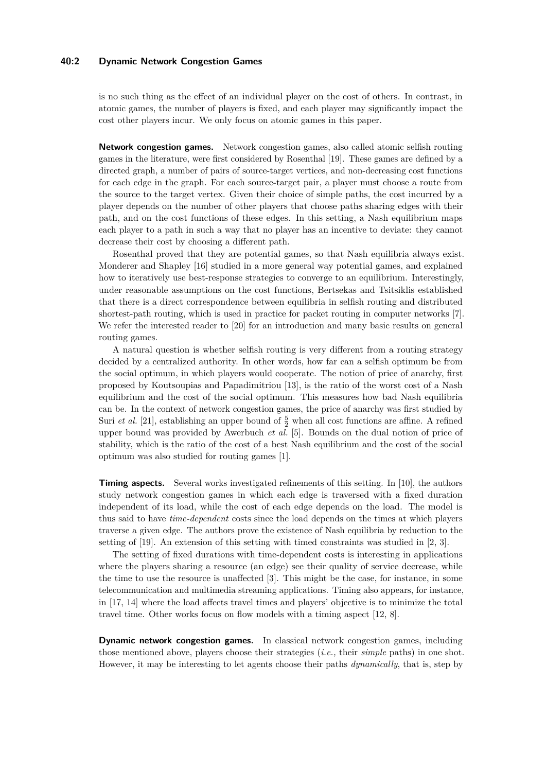is no such thing as the effect of an individual player on the cost of others. In contrast, in atomic games, the number of players is fixed, and each player may significantly impact the cost other players incur. We only focus on atomic games in this paper.

**Network congestion games.** Network congestion games, also called atomic selfish routing games in the literature, were first considered by Rosenthal [19]. These games are defined by a directed graph, a number of pairs of source-target vertices, and non-decreasing cost functions for each edge in the graph. For each source-target pair, a player must choose a route from the source to the target vertex. Given their choice of simple paths, the cost incurred by a player depends on the number of other players that choose paths sharing edges with their path, and on the cost functions of these edges. In this setting, a Nash equilibrium maps each player to a path in such a way that no player has an incentive to deviate: they cannot decrease their cost by choosing a different path.

Rosenthal proved that they are potential games, so that Nash equilibria always exist. Monderer and Shapley [16] studied in a more general way potential games, and explained how to iteratively use best-response strategies to converge to an equilibrium. Interestingly, under reasonable assumptions on the cost functions, Bertsekas and Tsitsiklis established that there is a direct correspondence between equilibria in selfish routing and distributed shortest-path routing, which is used in practice for packet routing in computer networks [7]. We refer the interested reader to [20] for an introduction and many basic results on general routing games.

A natural question is whether selfish routing is very different from a routing strategy decided by a centralized authority. In other words, how far can a selfish optimum be from the social optimum, in which players would cooperate. The notion of price of anarchy, first proposed by Koutsoupias and Papadimitriou [13], is the ratio of the worst cost of a Nash equilibrium and the cost of the social optimum. This measures how bad Nash equilibria can be. In the context of network congestion games, the price of anarchy was first studied by Suri *et al.* [21], establishing an upper bound of $\frac{5}{2}$ when all cost functions are affine. A refined upper bound was provided by Awerbuch *et al.* [5]. Bounds on the dual notion of price of stability, which is the ratio of the cost of a best Nash equilibrium and the cost of the social optimum was also studied for routing games [1].

**Timing aspects.** Several works investigated refinements of this setting. In [10], the authors study network congestion games in which each edge is traversed with a fixed duration independent of its load, while the cost of each edge depends on the load. The model is thus said to have *time-dependent* costs since the load depends on the times at which players traverse a given edge. The authors prove the existence of Nash equilibria by reduction to the setting of [19]. An extension of this setting with timed constraints was studied in [2, 3].

The setting of fixed durations with time-dependent costs is interesting in applications where the players sharing a resource (an edge) see their quality of service decrease, while the time to use the resource is unaffected [3]. This might be the case, for instance, in some telecommunication and multimedia streaming applications. Timing also appears, for instance, in [17, 14] where the load affects travel times and players' objective is to minimize the total travel time. Other works focus on flow models with a timing aspect [12, 8].

**Dynamic network congestion games.** In classical network congestion games, including those mentioned above, players choose their strategies (*i.e.,* their *simple* paths) in one shot. However, it may be interesting to let agents choose their paths *dynamically*, that is, step by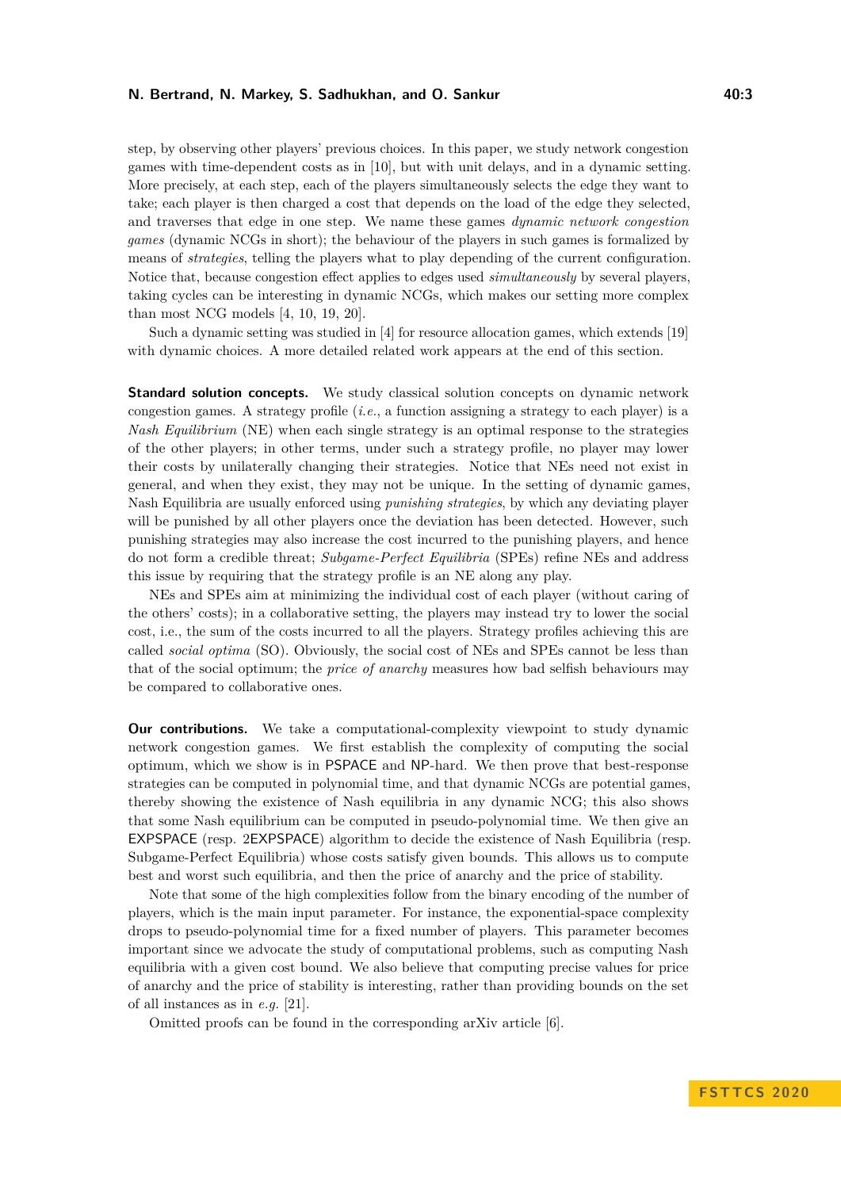step, by observing other players' previous choices. In this paper, we study network congestion games with time-dependent costs as in [10], but with unit delays, and in a dynamic setting. More precisely, at each step, each of the players simultaneously selects the edge they want to take; each player is then charged a cost that depends on the load of the edge they selected, and traverses that edge in one step. We name these games *dynamic network congestion games* (dynamic NCGs in short); the behaviour of the players in such games is formalized by means of *strategies*, telling the players what to play depending of the current configuration. Notice that, because congestion effect applies to edges used *simultaneously* by several players, taking cycles can be interesting in dynamic NCGs, which makes our setting more complex than most NCG models [4, 10, 19, 20].

Such a dynamic setting was studied in [4] for resource allocation games, which extends [19] with dynamic choices. A more detailed related work appears at the end of this section.

**Standard solution concepts.** We study classical solution concepts on dynamic network congestion games. A strategy profile (*i.e.*, a function assigning a strategy to each player) is a *Nash Equilibrium* (NE) when each single strategy is an optimal response to the strategies of the other players; in other terms, under such a strategy profile, no player may lower their costs by unilaterally changing their strategies. Notice that NEs need not exist in general, and when they exist, they may not be unique. In the setting of dynamic games, Nash Equilibria are usually enforced using *punishing strategies*, by which any deviating player will be punished by all other players once the deviation has been detected. However, such punishing strategies may also increase the cost incurred to the punishing players, and hence do not form a credible threat; *Subgame-Perfect Equilibria* (SPEs) refine NEs and address this issue by requiring that the strategy profile is an NE along any play.

NEs and SPEs aim at minimizing the individual cost of each player (without caring of the others' costs); in a collaborative setting, the players may instead try to lower the social cost, i.e., the sum of the costs incurred to all the players. Strategy profiles achieving this are called *social optima* (SO). Obviously, the social cost of NEs and SPEs cannot be less than that of the social optimum; the *price of anarchy* measures how bad selfish behaviours may be compared to collaborative ones.

**Our contributions.** We take a computational-complexity viewpoint to study dynamic network congestion games. We first establish the complexity of computing the social optimum, which we show is in PSPACE and NP-hard. We then prove that best-response strategies can be computed in polynomial time, and that dynamic NCGs are potential games, thereby showing the existence of Nash equilibria in any dynamic NCG; this also shows that some Nash equilibrium can be computed in pseudo-polynomial time. We then give an EXPSPACE (resp. 2EXPSPACE) algorithm to decide the existence of Nash Equilibria (resp. Subgame-Perfect Equilibria) whose costs satisfy given bounds. This allows us to compute best and worst such equilibria, and then the price of anarchy and the price of stability.

Note that some of the high complexities follow from the binary encoding of the number of players, which is the main input parameter. For instance, the exponential-space complexity drops to pseudo-polynomial time for a fixed number of players. This parameter becomes important since we advocate the study of computational problems, such as computing Nash equilibria with a given cost bound. We also believe that computing precise values for price of anarchy and the price of stability is interesting, rather than providing bounds on the set of all instances as in *e.g.* [21].

Omitted proofs can be found in the corresponding arXiv article [6].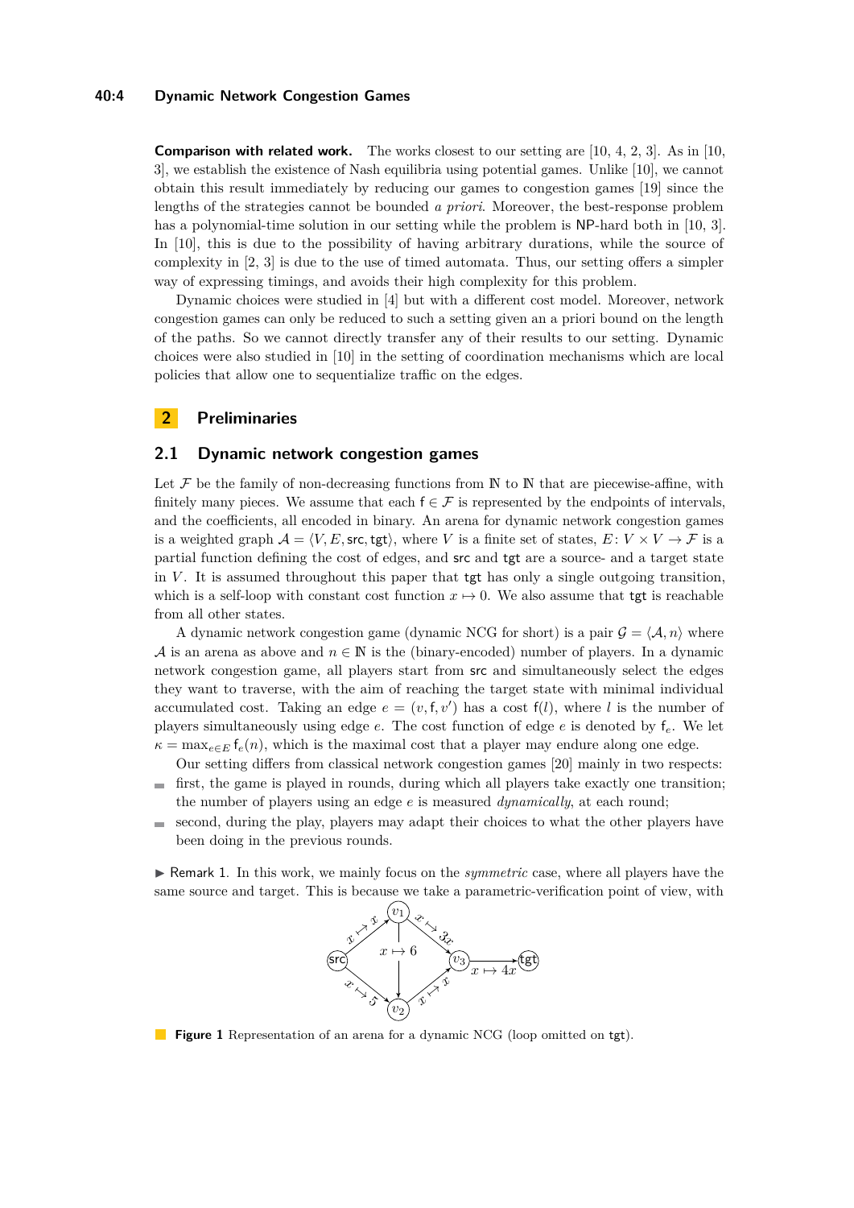**Comparison with related work.** The works closest to our setting are [10, 4, 2, 3]. As in [10, 3], we establish the existence of Nash equilibria using potential games. Unlike [10], we cannot obtain this result immediately by reducing our games to congestion games [19] since the lengths of the strategies cannot be bounded *a priori*. Moreover, the best-response problem has a polynomial-time solution in our setting while the problem is NP-hard both in [10, 3]. In [10], this is due to the possibility of having arbitrary durations, while the source of complexity in [2, 3] is due to the use of timed automata. Thus, our setting offers a simpler way of expressing timings, and avoids their high complexity for this problem.

Dynamic choices were studied in [4] but with a different cost model. Moreover, network congestion games can only be reduced to such a setting given an a priori bound on the length of the paths. So we cannot directly transfer any of their results to our setting. Dynamic choices were also studied in [10] in the setting of coordination mechanisms which are local policies that allow one to sequentialize traffic on the edges.

# 2 Preliminaries

## 2.1 Dynamic network congestion games

Let $\mathcal{F}$ be the family of non-decreasing functions from $\mathbb{N}$ to $\mathbb{N}$ that are piecewise-affine, with finitely many pieces. We assume that each $\mathsf{f} \in \mathcal{F}$ is represented by the endpoints of intervals, and the coefficients, all encoded in binary. An arena for dynamic network congestion games is a weighted graph $\mathcal{A} = \langle V, E, \mathsf{src}, \mathsf{tgt} \rangle$, where $V$ is a finite set of states, $E \colon V \times V \to \mathcal{F}$ is a partial function defining the cost of edges, and $\mathsf{src}$ and $\mathsf{tgt}$ are a source- and a target state in $V$. It is assumed throughout this paper that $\mathsf{tgt}$ has only a single outgoing transition, which is a self-loop with constant cost function $x \mapsto 0$. We also assume that $\mathsf{tgt}$ is reachable from all other states.

A dynamic network congestion game (dynamic NCG for short) is a pair $\mathcal{G} = \langle \mathcal{A}, n \rangle$ where $\mathcal{A}$ is an arena as above and $n \in \mathbb{N}$ is the (binary-encoded) number of players. In a dynamic network congestion game, all players start from $\mathsf{src}$ and simultaneously select the edges they want to traverse, with the aim of reaching the target state with minimal individual accumulated cost. Taking an edge $e = (v, \mathsf{f}, v')$ has a cost $\mathsf{f}(l)$, where $l$ is the number of players simultaneously using edge $e$. The cost function of edge $e$ is denoted by $\mathsf{f}_e$. We let $\kappa = \max_{e \in E} \mathsf{f}_e(n)$, which is the maximal cost that a player may endure along one edge.

Our setting differs from classical network congestion games [20] mainly in two respects:

- first, the game is played in rounds, during which all players take exactly one transition; the number of players using an edge $e$ is measured *dynamically*, at each round;
- second, during the play, players may adapt their choices to what the other players have been doing in the previous rounds.

▶ Remark 1. In this work, we mainly focus on the *symmetric* case, where all players have the same source and target. This is because we take a parametric-verification point of view, with

**Figure 1** Representation of an arena for a dynamic NCG (loop omitted on $\mathsf{tgt}$).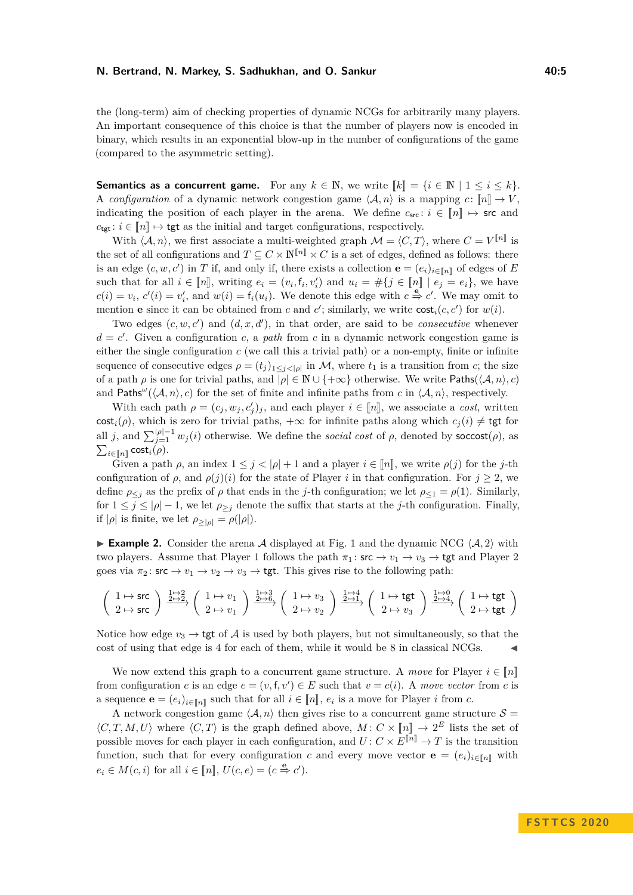the (long-term) aim of checking properties of dynamic NCGs for arbitrarily many players. An important consequence of this choice is that the number of players now is encoded in binary, which results in an exponential blow-up in the number of configurations of the game (compared to the asymmetric setting).

**Semantics as a concurrent game.** For any $k \in \mathbb{N}$, we write $[\![k]\!] = \{i \in \mathbb{N} \mid 1 \leq i \leq k\}$. A *configuration* of a dynamic network congestion game $\langle \mathcal{A}, n\rangle$ is a mapping $c\colon [\![n]\!] \to V$, indicating the position of each player in the arena. We define $c_{\mathsf{src}}\colon i \in [\![n]\!] \mapsto \mathsf{src}$ and $c_{\mathsf{tgt}}\colon i \in [\![n]\!] \mapsto \mathsf{tgt}$ as the initial and target configurations, respectively.

With $\langle \mathcal{A}, n\rangle$, we first associate a multi-weighted graph $\mathcal{M} = \langle C, T\rangle$, where $C = V^{[\![n]\!]}$ is the set of all configurations and $T \subseteq C \times \mathbb{N}^{[\![n]\!]} \times C$ is a set of edges, defined as follows: there is an edge $(c, w, c')$ in $T$ if, and only if, there exists a collection $\mathbf{e} = (e_i)_{i\in[\![n]\!]}$ of edges of $E$ such that for all $i \in [\![n]\!]$, writing $e_i = (v_i, \mathsf{f}_i, v'_i)$ and $u_i = \#\{j \in [\![n]\!] \mid e_j = e_i\}$, we have $c(i) = v_i$, $c'(i) = v'_i$, and $w(i) = \mathsf{f}_i(u_i)$. We denote this edge with $c \stackrel{\mathbf{e}}{\Rightarrow} c'$. We may omit to mention $\mathbf{e}$ since it can be obtained from $c$ and $c'$; similarly, we write $\mathsf{cost}_i(c, c')$ for $w(i)$.

Two edges $(c, w, c')$ and $(d, x, d')$, in that order, are said to be *consecutive* whenever $d = c'$. Given a configuration $c$, a *path* from $c$ in a dynamic network congestion game is either the single configuration $c$ (we call this a trivial path) or a non-empty, finite or infinite sequence of consecutive edges $\rho = (t_j)_{1\leq j<|\rho|}$ in $\mathcal{M}$, where $t_1$ is a transition from $c$; the size of a path $\rho$ is one for trivial paths, and $|\rho| \in \mathbb{N} \cup \{+\infty\}$ otherwise. We write $\mathsf{Paths}(\langle \mathcal{A}, n\rangle, c)$ and $\mathsf{Paths}^\omega(\langle \mathcal{A}, n\rangle, c)$ for the set of finite and infinite paths from $c$ in $\langle \mathcal{A}, n\rangle$, respectively.

With each path $\rho = (c_j, w_j, c'_j)_j$, and each player $i \in [\![n]\!]$, we associate a *cost*, written $\mathsf{cost}_i(\rho)$, which is zero for trivial paths, $+\infty$ for infinite paths along which $c_j(i) \neq \mathsf{tgt}$ for all $j$, and $\sum_{j=1}^{|\rho|-1} w_j(i)$ otherwise. We define the *social cost* of $\rho$, denoted by $\mathsf{soccost}(\rho)$, as $\sum_{i\in[\![n]\!]} \mathsf{cost}_i(\rho)$.

Given a path $\rho$, an index $1 \leq j < |\rho| + 1$ and a player $i \in [\![n]\!]$, we write $\rho(j)$ for the $j$-th configuration of $\rho$, and $\rho(j)(i)$ for the state of Player $i$ in that configuration. For $j \geq 2$, we define $\rho_{\leq j}$ as the prefix of $\rho$ that ends in the $j$-th configuration; we let $\rho_{\leq 1} = \rho(1)$. Similarly, for $1 \leq j \leq |\rho| - 1$, we let $\rho_{\geq j}$ denote the suffix that starts at the $j$-th configuration. Finally, if $|\rho|$ is finite, we let $\rho_{\geq |\rho|} = \rho(|\rho|)$.

▶ **Example 2.** Consider the arena $\mathcal{A}$ displayed at Fig. 1 and the dynamic NCG $\langle \mathcal{A}, 2\rangle$ with two players. Assume that Player 1 follows the path $\pi_1\colon \mathsf{src} \to v_1 \to v_3 \to \mathsf{tgt}$ and Player 2 goes via $\pi_2\colon \mathsf{src} \to v_1 \to v_2 \to v_3 \to \mathsf{tgt}$. This gives rise to the following path:

$$\begin{pmatrix} 1 \mapsto \mathsf{src} \\ 2 \mapsto \mathsf{src} \end{pmatrix} \xrightarrow[2\mapsto 2]{1\mapsto 2} \begin{pmatrix} 1 \mapsto v_1 \\ 2 \mapsto v_1 \end{pmatrix} \xrightarrow[2\mapsto 6]{1\mapsto 3} \begin{pmatrix} 1 \mapsto v_3 \\ 2 \mapsto v_2 \end{pmatrix} \xrightarrow[2\mapsto 1]{1\mapsto 4} \begin{pmatrix} 1 \mapsto \mathsf{tgt} \\ 2 \mapsto v_3 \end{pmatrix} \xrightarrow[2\mapsto 4]{1\mapsto 0} \begin{pmatrix} 1 \mapsto \mathsf{tgt} \\ 2 \mapsto \mathsf{tgt} \end{pmatrix}$$

Notice how edge $v_3 \to \mathsf{tgt}$ of $\mathcal{A}$ is used by both players, but not simultaneously, so that the cost of using that edge is 4 for each of them, while it would be 8 in classical NCGs. ◀

We now extend this graph to a concurrent game structure. A *move* for Player $i \in [\![n]\!]$ from configuration $c$ is an edge $e = (v, \mathsf{f}, v') \in E$ such that $v = c(i)$. A *move vector* from $c$ is a sequence $\mathbf{e} = (e_i)_{i\in[\![n]\!]}$ such that for all $i \in [\![n]\!]$, $e_i$ is a move for Player $i$ from $c$.

A network congestion game $\langle \mathcal{A}, n\rangle$ then gives rise to a concurrent game structure $\mathcal{S} = \langle C, T, M, U\rangle$ where $\langle C, T\rangle$ is the graph defined above, $M\colon C \times [\![n]\!] \to 2^E$ lists the set of possible moves for each player in each configuration, and $U\colon C \times E^{[\![n]\!]} \to T$ is the transition function, such that for every configuration $c$ and every move vector $\mathbf{e} = (e_i)_{i\in[\![n]\!]}$ with $e_i \in M(c, i)$ for all $i \in [\![n]\!]$, $U(c, e) = (c \stackrel{\mathbf{e}}{\Rightarrow} c')$.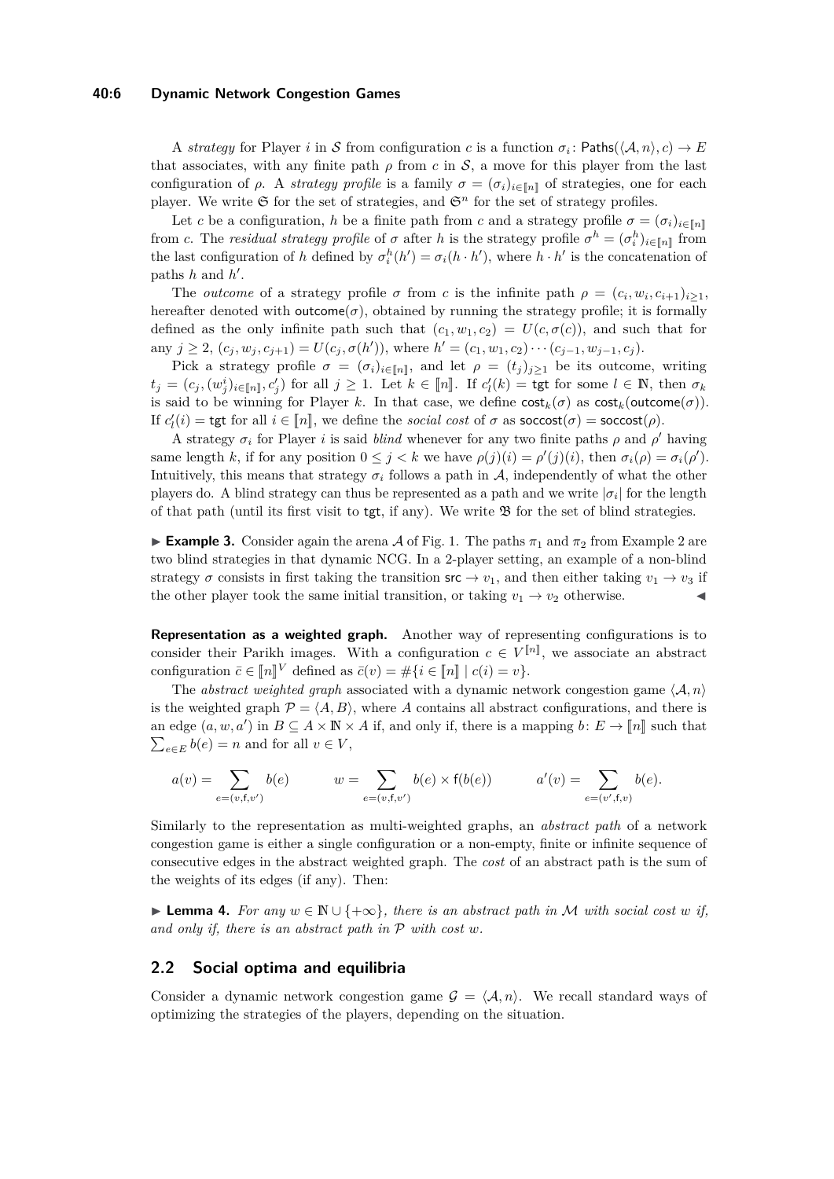A *strategy* for Player $i$ in $\mathcal{S}$ from configuration $c$ is a function $\sigma_i\colon \mathsf{Paths}(\langle \mathcal{A}, n\rangle, c) \to E$ that associates, with any finite path $\rho$ from $c$ in $\mathcal{S}$, a move for this player from the last configuration of $\rho$. A *strategy profile* is a family $\sigma = (\sigma_i)_{i\in[\![n]\!]}$ of strategies, one for each player. We write $\mathfrak{S}$ for the set of strategies, and $\mathfrak{S}^n$ for the set of strategy profiles.

Let $c$ be a configuration, $h$ be a finite path from $c$ and a strategy profile $\sigma = (\sigma_i)_{i\in[\![n]\!]}$ from $c$. The *residual strategy profile* of $\sigma$ after $h$ is the strategy profile $\sigma^h = (\sigma_i^h)_{i\in[\![n]\!]}$ from the last configuration of $h$ defined by $\sigma_i^h(h') = \sigma_i(h \cdot h')$, where $h \cdot h'$ is the concatenation of paths $h$ and $h'$.

The *outcome* of a strategy profile $\sigma$ from $c$ is the infinite path $\rho = (c_i, w_i, c_{i+1})_{i\geq 1}$, hereafter denoted with $\mathsf{outcome}(\sigma)$, obtained by running the strategy profile; it is formally defined as the only infinite path such that $(c_1, w_1, c_2) = U(c, \sigma(c))$, and such that for any $j \geq 2$, $(c_j, w_j, c_{j+1}) = U(c_j, \sigma(h'))$, where $h' = (c_1, w_1, c_2) \cdots (c_{j-1}, w_{j-1}, c_j)$.

Pick a strategy profile $\sigma = (\sigma_i)_{i\in[\![n]\!]}$, and let $\rho = (t_j)_{j\geq 1}$ be its outcome, writing $t_j = (c_j, (w_j^i)_{i\in[\![n]\!]}, c_j')$ for all $j \geq 1$. Let $k \in [\![n]\!]$. If $c_l'(k) = \mathsf{tgt}$ for some $l \in \mathbb{N}$, then $\sigma_k$ is said to be winning for Player $k$. In that case, we define $\mathsf{cost}_k(\sigma)$ as $\mathsf{cost}_k(\mathsf{outcome}(\sigma))$. If $c_l'(i) = \mathsf{tgt}$ for all $i \in [\![n]\!]$, we define the *social cost* of $\sigma$ as $\mathsf{soccost}(\sigma) = \mathsf{soccost}(\rho)$.

A strategy $\sigma_i$ for Player $i$ is said *blind* whenever for any two finite paths $\rho$ and $\rho'$ having same length $k$, if for any position $0 \leq j < k$ we have $\rho(j)(i) = \rho'(j)(i)$, then $\sigma_i(\rho) = \sigma_i(\rho')$. Intuitively, this means that strategy $\sigma_i$ follows a path in $\mathcal{A}$, independently of what the other players do. A blind strategy can thus be represented as a path and we write $|\sigma_i|$ for the length of that path (until its first visit to $\mathsf{tgt}$, if any). We write $\mathfrak{B}$ for the set of blind strategies.

▶ **Example 3.** Consider again the arena $\mathcal{A}$ of Fig. 1. The paths $\pi_1$ and $\pi_2$ from Example 2 are two blind strategies in that dynamic NCG. In a 2-player setting, an example of a non-blind strategy $\sigma$ consists in first taking the transition $\mathsf{src} \to v_1$, and then either taking $v_1 \to v_3$ if the other player took the same initial transition, or taking $v_1 \to v_2$ otherwise. ◀

**Representation as a weighted graph.** Another way of representing configurations is to consider their Parikh images. With a configuration $c \in V^{[\![n]\!]}$, we associate an abstract configuration $\bar{c} \in [\![n]\!]^V$ defined as $\bar{c}(v) = \#\{i \in [\![n]\!] \mid c(i) = v\}$.

The *abstract weighted graph* associated with a dynamic network congestion game $\langle \mathcal{A}, n\rangle$ is the weighted graph $\mathcal{P} = \langle A, B\rangle$, where $A$ contains all abstract configurations, and there is an edge $(a, w, a')$ in $B \subseteq A \times \mathbb{N} \times A$ if, and only if, there is a mapping $b\colon E \to [\![n]\!]$ such that $\sum_{e\in E} b(e) = n$ and for all $v \in V$,

$$a(v) = \sum_{e=(v,\mathsf{f},v')} b(e) \qquad w = \sum_{e=(v,\mathsf{f},v')} b(e) \times \mathsf{f}(b(e)) \qquad a'(v) = \sum_{e=(v',\mathsf{f},v)} b(e).$$

Similarly to the representation as multi-weighted graphs, an *abstract path* of a network congestion game is either a single configuration or a non-empty, finite or infinite sequence of consecutive edges in the abstract weighted graph. The *cost* of an abstract path is the sum of the weights of its edges (if any). Then:

▶ **Lemma 4.** *For any $w \in \mathbb{N} \cup \{+\infty\}$, there is an abstract path in $\mathcal{M}$ with social cost $w$ if, and only if, there is an abstract path in $\mathcal{P}$ with cost $w$.*

## 2.2 Social optima and equilibria

Consider a dynamic network congestion game $\mathcal{G} = \langle \mathcal{A}, n\rangle$. We recall standard ways of optimizing the strategies of the players, depending on the situation.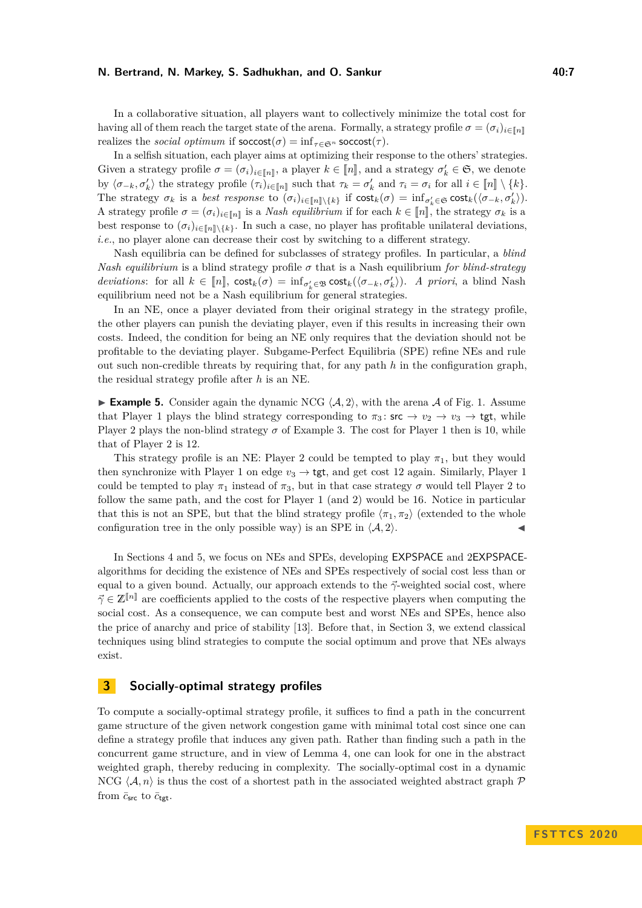In a collaborative situation, all players want to collectively minimize the total cost for having all of them reach the target state of the arena. Formally, a strategy profile $\sigma = (\sigma_i)_{i\in[\![n]\!]}$ realizes the *social optimum* if $\mathsf{soccost}(\sigma) = \inf_{\tau\in\mathfrak{S}^n} \mathsf{soccost}(\tau)$.

In a selfish situation, each player aims at optimizing their response to the others' strategies. Given a strategy profile $\sigma = (\sigma_i)_{i\in[\![n]\!]}$, a player $k \in [\![n]\!]$, and a strategy $\sigma'_k \in \mathfrak{S}$, we denote by $\langle\sigma_{-k}, \sigma'_k\rangle$ the strategy profile $(\tau_i)_{i\in[\![n]\!]}$ such that $\tau_k = \sigma'_k$ and $\tau_i = \sigma_i$ for all $i \in [\![n]\!] \setminus \{k\}$. The strategy $\sigma_k$ is a *best response* to $(\sigma_i)_{i\in[\![n]\!]\setminus\{k\}}$ if $\mathsf{cost}_k(\sigma) = \inf_{\sigma'_k\in\mathfrak{S}} \mathsf{cost}_k(\langle\sigma_{-k}, \sigma'_k\rangle)$. A strategy profile $\sigma = (\sigma_i)_{i\in[\![n]\!]}$ is a *Nash equilibrium* if for each $k \in [\![n]\!]$, the strategy $\sigma_k$ is a best response to $(\sigma_i)_{i\in[\![n]\!]\setminus\{k\}}$. In such a case, no player has profitable unilateral deviations, *i.e.*, no player alone can decrease their cost by switching to a different strategy.

Nash equilibria can be defined for subclasses of strategy profiles. In particular, a *blind Nash equilibrium* is a blind strategy profile $\sigma$ that is a Nash equilibrium *for blind-strategy deviations*: for all $k \in [\![n]\!]$, $\mathsf{cost}_k(\sigma) = \inf_{\sigma'_k\in\mathfrak{B}} \mathsf{cost}_k(\langle\sigma_{-k}, \sigma'_k\rangle)$. *A priori*, a blind Nash equilibrium need not be a Nash equilibrium for general strategies.

In an NE, once a player deviated from their original strategy in the strategy profile, the other players can punish the deviating player, even if this results in increasing their own costs. Indeed, the condition for being an NE only requires that the deviation should not be profitable to the deviating player. Subgame-Perfect Equilibria (SPE) refine NEs and rule out such non-credible threats by requiring that, for any path $h$ in the configuration graph, the residual strategy profile after $h$ is an NE.

▶ **Example 5.** Consider again the dynamic NCG $\langle\mathcal{A}, 2\rangle$, with the arena $\mathcal{A}$ of Fig. 1. Assume that Player 1 plays the blind strategy corresponding to $\pi_3$: $\mathsf{src} \to v_2 \to v_3 \to \mathsf{tgt}$, while Player 2 plays the non-blind strategy $\sigma$ of Example 3. The cost for Player 1 then is 10, while that of Player 2 is 12.

This strategy profile is an NE: Player 2 could be tempted to play $\pi_1$, but they would then synchronize with Player 1 on edge $v_3 \to \mathsf{tgt}$, and get cost 12 again. Similarly, Player 1 could be tempted to play $\pi_1$ instead of $\pi_3$, but in that case strategy $\sigma$ would tell Player 2 to follow the same path, and the cost for Player 1 (and 2) would be 16. Notice in particular that this is not an SPE, but that the blind strategy profile $\langle\pi_1, \pi_2\rangle$ (extended to the whole configuration tree in the only possible way) is an SPE in $\langle\mathcal{A}, 2\rangle$. ◀

In Sections 4 and 5, we focus on NEs and SPEs, developing EXPSPACE and 2EXPSPACE-algorithms for deciding the existence of NEs and SPEs respectively of social cost less than or equal to a given bound. Actually, our approach extends to the $\vec{\gamma}$-weighted social cost, where $\vec{\gamma} \in \mathbb{Z}^{[\![n]\!]}$ are coefficients applied to the costs of the respective players when computing the social cost. As a consequence, we can compute best and worst NEs and SPEs, hence also the price of anarchy and price of stability [13]. Before that, in Section 3, we extend classical techniques using blind strategies to compute the social optimum and prove that NEs always exist.

## 3 Socially-optimal strategy profiles

To compute a socially-optimal strategy profile, it suffices to find a path in the concurrent game structure of the given network congestion game with minimal total cost since one can define a strategy profile that induces any given path. Rather than finding such a path in the concurrent game structure, and in view of Lemma 4, one can look for one in the abstract weighted graph, thereby reducing in complexity. The socially-optimal cost in a dynamic NCG $\langle\mathcal{A}, n\rangle$ is thus the cost of a shortest path in the associated weighted abstract graph $\mathcal{P}$ from $\bar{c}_{\mathsf{src}}$ to $\bar{c}_{\mathsf{tgt}}$.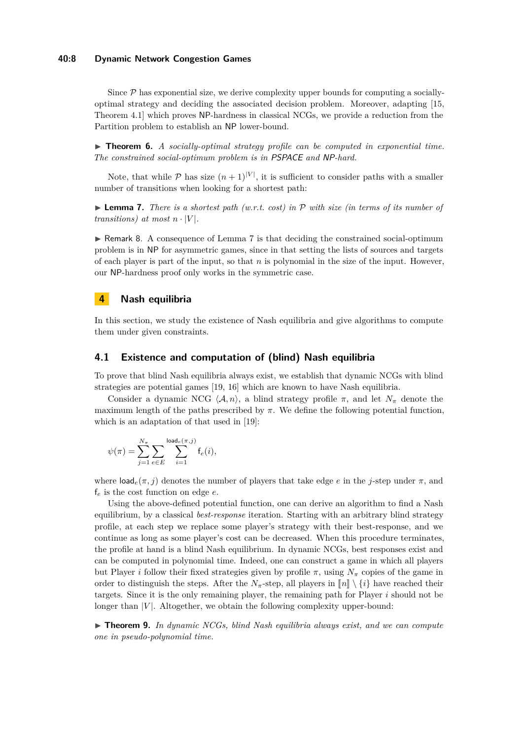Since $\mathcal{P}$ has exponential size, we derive complexity upper bounds for computing a socially-optimal strategy and deciding the associated decision problem. Moreover, adapting [15, Theorem 4.1] which proves NP-hardness in classical NCGs, we provide a reduction from the Partition problem to establish an NP lower-bound.

▶ **Theorem 6.** *A socially-optimal strategy profile can be computed in exponential time. The constrained social-optimum problem is in PSPACE and NP-hard.*

Note, that while $\mathcal{P}$ has size $(n+1)^{|V|}$, it is sufficient to consider paths with a smaller number of transitions when looking for a shortest path:

▶ **Lemma 7.** *There is a shortest path (w.r.t. cost) in $\mathcal{P}$ with size (in terms of its number of transitions) at most $n \cdot |V|$.*

▶ Remark 8. A consequence of Lemma 7 is that deciding the constrained social-optimum problem is in NP for asymmetric games, since in that setting the lists of sources and targets of each player is part of the input, so that $n$ is polynomial in the size of the input. However, our NP-hardness proof only works in the symmetric case.

# 4 Nash equilibria

In this section, we study the existence of Nash equilibria and give algorithms to compute them under given constraints.

## 4.1 Existence and computation of (blind) Nash equilibria

To prove that blind Nash equilibria always exist, we establish that dynamic NCGs with blind strategies are potential games [19, 16] which are known to have Nash equilibria.

Consider a dynamic NCG $\langle \mathcal{A}, n \rangle$, a blind strategy profile $\pi$, and let $N_\pi$ denote the maximum length of the paths prescribed by $\pi$. We define the following potential function, which is an adaptation of that used in [19]:

$$\psi(\pi) = \sum_{j=1}^{N_\pi} \sum_{e \in E} \sum_{i=1}^{\mathsf{load}_e(\pi,j)} \mathsf{f}_e(i),$$

where $\mathsf{load}_e(\pi, j)$ denotes the number of players that take edge $e$ in the $j$-step under $\pi$, and $\mathsf{f}_e$ is the cost function on edge $e$.

Using the above-defined potential function, one can derive an algorithm to find a Nash equilibrium, by a classical *best-response* iteration. Starting with an arbitrary blind strategy profile, at each step we replace some player's strategy with their best-response, and we continue as long as some player's cost can be decreased. When this procedure terminates, the profile at hand is a blind Nash equilibrium. In dynamic NCGs, best responses exist and can be computed in polynomial time. Indeed, one can construct a game in which all players but Player $i$ follow their fixed strategies given by profile $\pi$, using $N_\pi$ copies of the game in order to distinguish the steps. After the $N_\pi$-step, all players in $[\![n]\!] \setminus \{i\}$ have reached their targets. Since it is the only remaining player, the remaining path for Player $i$ should not be longer than $|V|$. Altogether, we obtain the following complexity upper-bound:

▶ **Theorem 9.** *In dynamic NCGs, blind Nash equilibria always exist, and we can compute one in pseudo-polynomial time.*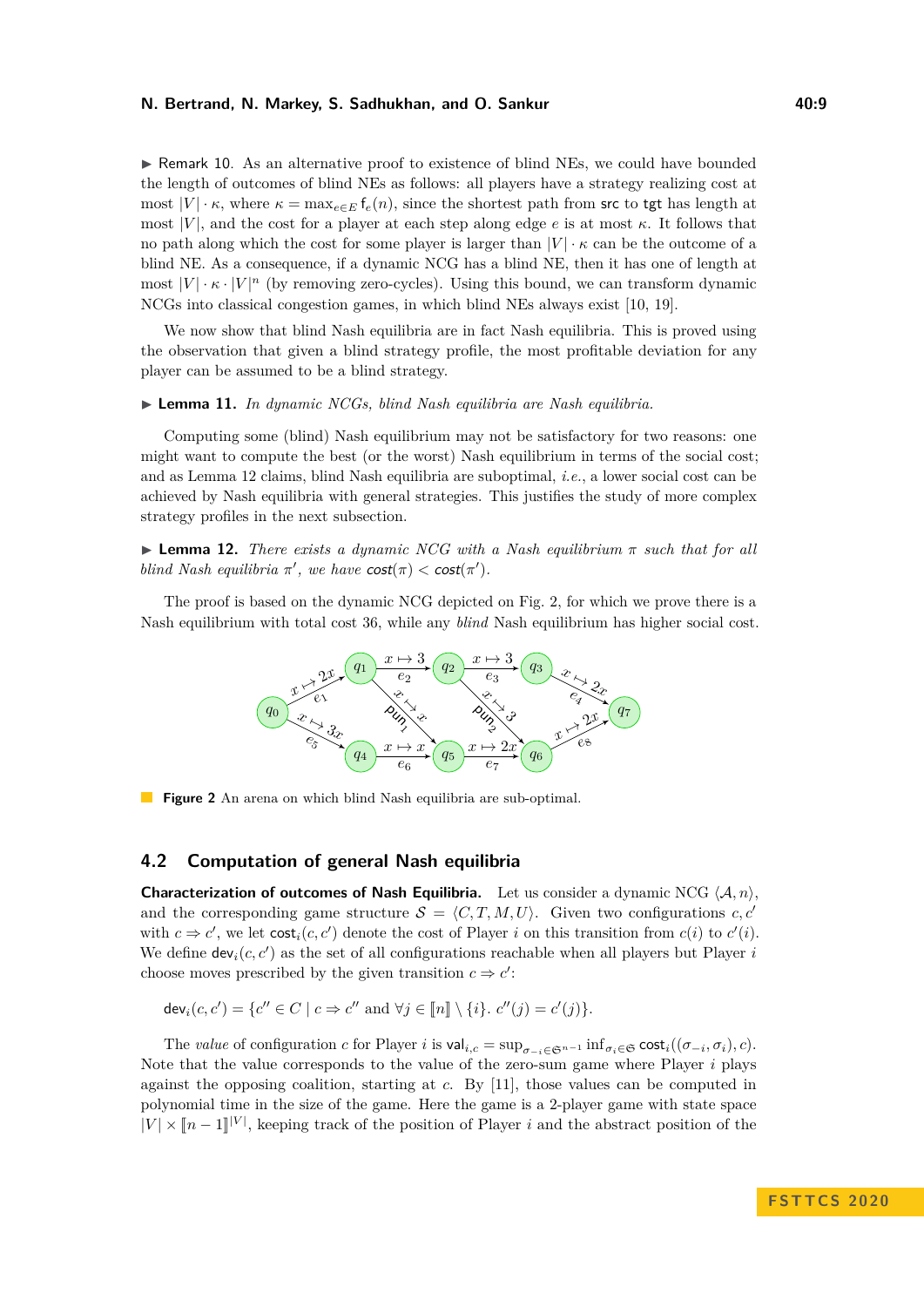▶ Remark 10. As an alternative proof to existence of blind NEs, we could have bounded the length of outcomes of blind NEs as follows: all players have a strategy realizing cost at most $|V| \cdot \kappa$, where $\kappa = \max_{e \in E} \mathsf{f}_e(n)$, since the shortest path from $\mathsf{src}$ to $\mathsf{tgt}$ has length at most $|V|$, and the cost for a player at each step along edge $e$ is at most $\kappa$. It follows that no path along which the cost for some player is larger than $|V| \cdot \kappa$ can be the outcome of a blind NE. As a consequence, if a dynamic NCG has a blind NE, then it has one of length at most $|V| \cdot \kappa \cdot |V|^n$ (by removing zero-cycles). Using this bound, we can transform dynamic NCGs into classical congestion games, in which blind NEs always exist [10, 19].

We now show that blind Nash equilibria are in fact Nash equilibria. This is proved using the observation that given a blind strategy profile, the most profitable deviation for any player can be assumed to be a blind strategy.

▶ **Lemma 11.** *In dynamic NCGs, blind Nash equilibria are Nash equilibria.*

Computing some (blind) Nash equilibrium may not be satisfactory for two reasons: one might want to compute the best (or the worst) Nash equilibrium in terms of the social cost; and as Lemma 12 claims, blind Nash equilibria are suboptimal, *i.e.*, a lower social cost can be achieved by Nash equilibria with general strategies. This justifies the study of more complex strategy profiles in the next subsection.

▶ **Lemma 12.** *There exists a dynamic NCG with a Nash equilibrium $\pi$ such that for all blind Nash equilibria $\pi'$, we have $\mathsf{cost}(\pi) < \mathsf{cost}(\pi')$.*

The proof is based on the dynamic NCG depicted on Fig. 2, for which we prove there is a Nash equilibrium with total cost 36, while any *blind* Nash equilibrium has higher social cost.

**Figure 2** An arena on which blind Nash equilibria are sub-optimal.

## 4.2 Computation of general Nash equilibria

**Characterization of outcomes of Nash Equilibria.** Let us consider a dynamic NCG $\langle \mathcal{A}, n \rangle$, and the corresponding game structure $\mathcal{S} = \langle C, T, M, U \rangle$. Given two configurations $c, c'$ with $c \Rightarrow c'$, we let $\mathsf{cost}_i(c, c')$ denote the cost of Player $i$ on this transition from $c(i)$ to $c'(i)$. We define $\mathsf{dev}_i(c, c')$ as the set of all configurations reachable when all players but Player $i$ choose moves prescribed by the given transition $c \Rightarrow c'$:

$$\mathsf{dev}_i(c, c') = \{c'' \in C \mid c \Rightarrow c'' \text{ and } \forall j \in [\![n]\!] \setminus \{i\}.\ c''(j) = c'(j)\}.$$

The *value* of configuration $c$ for Player $i$ is $\mathsf{val}_{i,c} = \sup_{\sigma_{-i} \in \mathfrak{S}^{n-1}} \inf_{\sigma_i \in \mathfrak{S}} \mathsf{cost}_i((\sigma_{-i}, \sigma_i), c)$. Note that the value corresponds to the value of the zero-sum game where Player $i$ plays against the opposing coalition, starting at $c$. By [11], those values can be computed in polynomial time in the size of the game. Here the game is a 2-player game with state space $|V| \times [\![n-1]\!]^{|V|}$, keeping track of the position of Player $i$ and the abstract position of the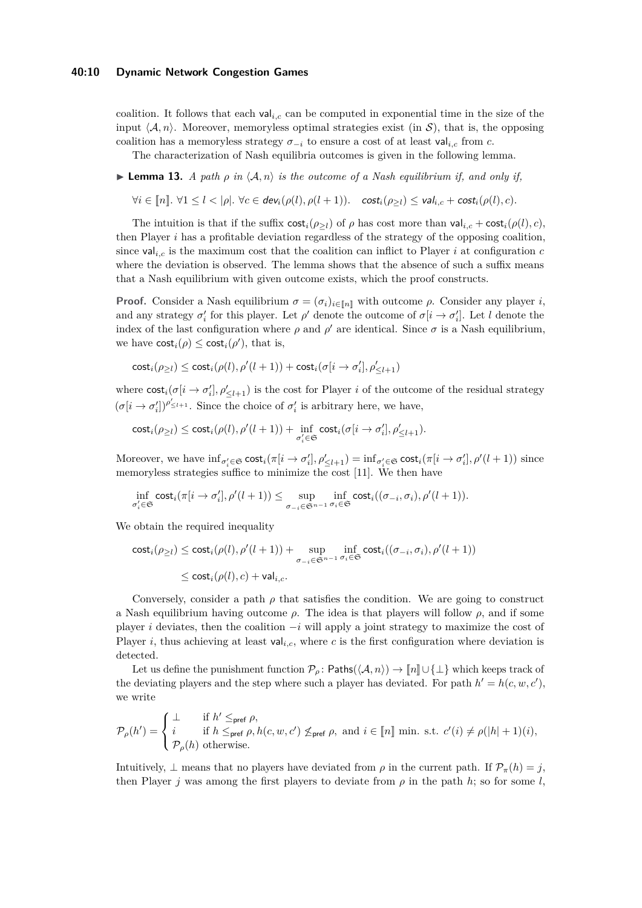coalition. It follows that each $\mathsf{val}_{i,c}$ can be computed in exponential time in the size of the input $\langle \mathcal{A}, n\rangle$. Moreover, memoryless optimal strategies exist (in $\mathcal{S}$), that is, the opposing coalition has a memoryless strategy $\sigma_{-i}$ to ensure a cost of at least $\mathsf{val}_{i,c}$ from $c$.

The characterization of Nash equilibria outcomes is given in the following lemma.

▶ **Lemma 13.** *A path $\rho$ in $\langle \mathcal{A}, n\rangle$ is the outcome of a Nash equilibrium if, and only if,*

$$\forall i \in [\![n]\!].\ \forall 1 \leq l < |\rho|.\ \forall c \in \mathsf{dev}_i(\rho(l), \rho(l+1)).\quad \mathsf{cost}_i(\rho_{\geq l}) \leq \mathsf{val}_{i,c} + \mathsf{cost}_i(\rho(l), c).$$

The intuition is that if the suffix $\mathsf{cost}_i(\rho_{\geq l})$ of $\rho$ has cost more than $\mathsf{val}_{i,c} + \mathsf{cost}_i(\rho(l), c)$, then Player $i$ has a profitable deviation regardless of the strategy of the opposing coalition, since $\mathsf{val}_{i,c}$ is the maximum cost that the coalition can inflict to Player $i$ at configuration $c$ where the deviation is observed. The lemma shows that the absence of such a suffix means that a Nash equilibrium with given outcome exists, which the proof constructs.

**Proof.** Consider a Nash equilibrium $\sigma = (\sigma_i)_{i\in[\![n]\!]}$ with outcome $\rho$. Consider any player $i$, and any strategy $\sigma'_i$ for this player. Let $\rho'$ denote the outcome of $\sigma[i \to \sigma'_i]$. Let $l$ denote the index of the last configuration where $\rho$ and $\rho'$ are identical. Since $\sigma$ is a Nash equilibrium, we have $\mathsf{cost}_i(\rho) \leq \mathsf{cost}_i(\rho')$, that is,

$$\mathsf{cost}_i(\rho_{\geq l}) \leq \mathsf{cost}_i(\rho(l), \rho'(l+1)) + \mathsf{cost}_i(\sigma[i \to \sigma'_i], \rho'_{\leq l+1})$$

where $\mathsf{cost}_i(\sigma[i \to \sigma'_i], \rho'_{\leq l+1})$ is the cost for Player $i$ of the outcome of the residual strategy $(\sigma[i \to \sigma'_i])^{\rho'_{\leq l+1}}$. Since the choice of $\sigma'_i$ is arbitrary here, we have,

$$\mathsf{cost}_i(\rho_{\geq l}) \leq \mathsf{cost}_i(\rho(l), \rho'(l+1)) + \inf_{\sigma'_i\in\mathfrak{S}} \mathsf{cost}_i(\sigma[i \to \sigma'_i], \rho'_{\leq l+1}).$$

Moreover, we have $\inf_{\sigma'_i\in\mathfrak{S}} \mathsf{cost}_i(\pi[i \to \sigma'_i], \rho'_{\leq l+1}) = \inf_{\sigma'_i\in\mathfrak{S}} \mathsf{cost}_i(\pi[i \to \sigma'_i], \rho'(l+1))$ since memoryless strategies suffice to minimize the cost [11]. We then have

$$\inf_{\sigma'_i\in\mathfrak{S}} \mathsf{cost}_i(\pi[i \to \sigma'_i], \rho'(l+1)) \leq \sup_{\sigma_{-i}\in\mathfrak{S}^{n-1}} \inf_{\sigma_i\in\mathfrak{S}} \mathsf{cost}_i((\sigma_{-i}, \sigma_i), \rho'(l+1)).$$

We obtain the required inequality

$$\begin{aligned}\mathsf{cost}_i(\rho_{\geq l}) &\leq \mathsf{cost}_i(\rho(l), \rho'(l+1)) + \sup_{\sigma_{-i}\in\mathfrak{S}^{n-1}} \inf_{\sigma_i\in\mathfrak{S}} \mathsf{cost}_i((\sigma_{-i}, \sigma_i), \rho'(l+1)) \\ &\leq \mathsf{cost}_i(\rho(l), c) + \mathsf{val}_{i,c}.\end{aligned}$$

Conversely, consider a path $\rho$ that satisfies the condition. We are going to construct a Nash equilibrium having outcome $\rho$. The idea is that players will follow $\rho$, and if some player $i$ deviates, then the coalition $-i$ will apply a joint strategy to maximize the cost of Player $i$, thus achieving at least $\mathsf{val}_{i,c}$, where $c$ is the first configuration where deviation is detected.

Let us define the punishment function $\mathcal{P}_\rho \colon \mathsf{Paths}(\langle \mathcal{A}, n\rangle) \to [\![n]\!] \cup \{\perp\}$ which keeps track of the deviating players and the step where such a player has deviated. For path $h' = h(c, w, c')$, we write

$$\mathcal{P}_\rho(h') = \begin{cases} \perp & \text{if } h' \leq_{\mathsf{pref}} \rho, \\ i & \text{if } h \leq_{\mathsf{pref}} \rho, h(c, w, c') \not\leq_{\mathsf{pref}} \rho, \text{ and } i \in [\![n]\!] \text{ min. s.t. } c'(i) \neq \rho(|h| + 1)(i), \\ \mathcal{P}_\rho(h) & \text{otherwise.} \end{cases}$$

Intuitively, $\perp$ means that no players have deviated from $\rho$ in the current path. If $\mathcal{P}_\pi(h) = j$, then Player $j$ was among the first players to deviate from $\rho$ in the path $h$; so for some $l$,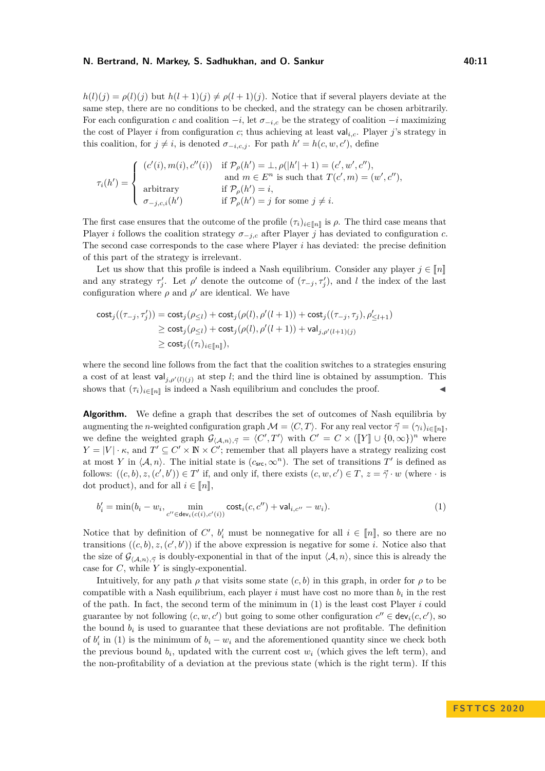$h(l)(j) = \rho(l)(j)$ but $h(l+1)(j) \neq \rho(l+1)(j)$. Notice that if several players deviate at the same step, there are no conditions to be checked, and the strategy can be chosen arbitrarily. For each configuration $c$ and coalition $-i$, let $\sigma_{-i,c}$ be the strategy of coalition $-i$ maximizing the cost of Player $i$ from configuration $c$; thus achieving at least $\mathsf{val}_{i,c}$. Player $j$'s strategy in this coalition, for $j \neq i$, is denoted $\sigma_{-i,c,j}$. For path $h' = h(c, w, c')$, define

$$\tau_i(h') = \begin{cases} (c'(i), m(i), c''(i)) & \text{if } \mathcal{P}_\rho(h') = \bot, \rho(|h'|+1) = (c', w', c''), \\ & \text{ and } m \in E^n \text{ is such that } T(c', m) = (w', c''), \\ \text{arbitrary} & \text{if } \mathcal{P}_\rho(h') = i, \\ \sigma_{-j,c,i}(h') & \text{if } \mathcal{P}_\rho(h') = j \text{ for some } j \neq i. \end{cases}$$

The first case ensures that the outcome of the profile $(\tau_i)_{i \in [\![n]\!]}$ is $\rho$. The third case means that Player $i$ follows the coalition strategy $\sigma_{-j,c}$ after Player $j$ has deviated to configuration $c$. The second case corresponds to the case where Player $i$ has deviated: the precise definition of this part of the strategy is irrelevant.

Let us show that this profile is indeed a Nash equilibrium. Consider any player $j \in [\![n]\!]$ and any strategy $\tau'_j$. Let $\rho'$ denote the outcome of $(\tau_{-j}, \tau'_j)$, and $l$ the index of the last configuration where $\rho$ and $\rho'$ are identical. We have

$$\begin{aligned} \mathsf{cost}_j((\tau_{-j}, \tau'_j)) &= \mathsf{cost}_j(\rho_{\leq l}) + \mathsf{cost}_j(\rho(l), \rho'(l+1)) + \mathsf{cost}_j((\tau_{-j}, \tau_j), \rho'_{\leq l+1}) \\ &\geq \mathsf{cost}_j(\rho_{\leq l}) + \mathsf{cost}_j(\rho(l), \rho'(l+1)) + \mathsf{val}_{j, \rho'(l+1)(j)} \\ &\geq \mathsf{cost}_j((\tau_i)_{i \in [\![n]\!]}), \end{aligned}$$

where the second line follows from the fact that the coalition switches to a strategies ensuring a cost of at least $\mathsf{val}_{j,\rho'(l)(j)}$ at step $l$; and the third line is obtained by assumption. This shows that $(\tau_i)_{i \in [\![n]\!]}$ is indeed a Nash equilibrium and concludes the proof. ◀

**Algorithm.** We define a graph that describes the set of outcomes of Nash equilibria by augmenting the $n$-weighted configuration graph $\mathcal{M} = \langle C, T \rangle$. For any real vector $\vec{\gamma} = (\gamma_i)_{i \in [\![n]\!]}$, we define the weighted graph $\mathcal{G}_{\langle \mathcal{A}, n \rangle, \vec{\gamma}} = \langle C', T' \rangle$ with $C' = C \times ([\![Y]\!] \cup \{0, \infty\})^n$ where $Y = |V| \cdot \kappa$, and $T' \subseteq C' \times \mathbb{N} \times C'$; remember that all players have a strategy realizing cost at most $Y$ in $\langle \mathcal{A}, n \rangle$. The initial state is $(c_{\mathsf{src}}, \infty^n)$. The set of transitions $T'$ is defined as follows: $((c, b), z, (c', b')) \in T'$ if, and only if, there exists $(c, w, c') \in T$, $z = \vec{\gamma} \cdot w$ (where $\cdot$ is dot product), and for all $i \in [\![n]\!]$,

$$b'_i = \min(b_i - w_i, \min_{c'' \in \mathsf{dev}_i(c(i), c'(i))} \mathsf{cost}_i(c, c'') + \mathsf{val}_{i,c''} - w_i). \tag{1}$$

Notice that by definition of $C'$, $b'_i$ must be nonnegative for all $i \in [\![n]\!]$, so there are no transitions $((c, b), z, (c', b'))$ if the above expression is negative for some $i$. Notice also that the size of $\mathcal{G}_{\langle \mathcal{A}, n \rangle, \vec{\gamma}}$ is doubly-exponential in that of the input $\langle \mathcal{A}, n \rangle$, since this is already the case for $C$, while $Y$ is singly-exponential.

Intuitively, for any path $\rho$ that visits some state $(c, b)$ in this graph, in order for $\rho$ to be compatible with a Nash equilibrium, each player $i$ must have cost no more than $b_i$ in the rest of the path. In fact, the second term of the minimum in (1) is the least cost Player $i$ could guarantee by not following $(c, w, c')$ but going to some other configuration $c'' \in \mathsf{dev}_i(c, c')$, so the bound $b_i$ is used to guarantee that these deviations are not profitable. The definition of $b'_i$ in (1) is the minimum of $b_i - w_i$ and the aforementioned quantity since we check both the previous bound $b_i$, updated with the current cost $w_i$ (which gives the left term), and the non-profitability of a deviation at the previous state (which is the right term). If this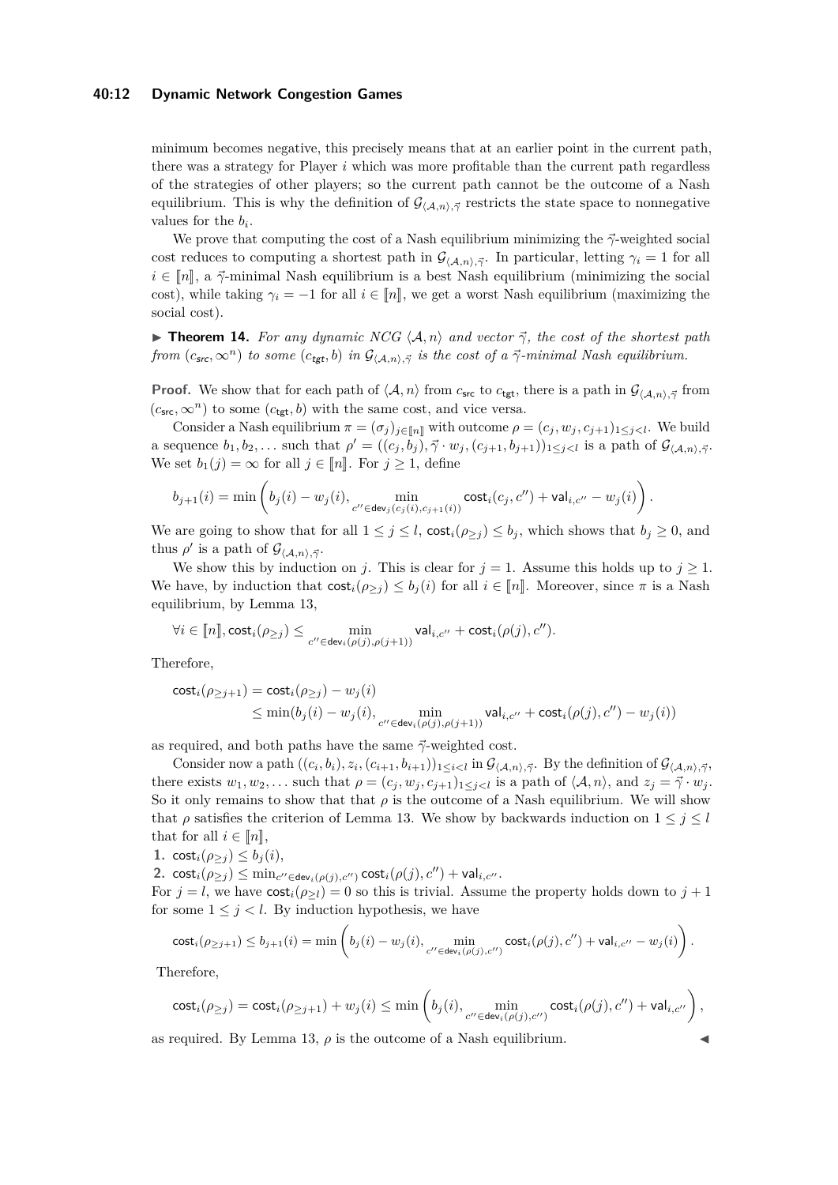minimum becomes negative, this precisely means that at an earlier point in the current path, there was a strategy for Player $i$ which was more profitable than the current path regardless of the strategies of other players; so the current path cannot be the outcome of a Nash equilibrium. This is why the definition of $\mathcal{G}_{\langle \mathcal{A},n\rangle,\vec{\gamma}}$ restricts the state space to nonnegative values for the $b_i$.

We prove that computing the cost of a Nash equilibrium minimizing the $\vec{\gamma}$-weighted social cost reduces to computing a shortest path in $\mathcal{G}_{\langle \mathcal{A},n\rangle,\vec{\gamma}}$. In particular, letting $\gamma_i = 1$ for all $i \in [\![n]\!]$, a $\vec{\gamma}$-minimal Nash equilibrium is a best Nash equilibrium (minimizing the social cost), while taking $\gamma_i = -1$ for all $i \in [\![n]\!]$, we get a worst Nash equilibrium (maximizing the social cost).

▶ **Theorem 14.** *For any dynamic NCG $\langle \mathcal{A}, n\rangle$ and vector $\vec{\gamma}$, the cost of the shortest path from $(c_{\mathsf{src}}, \infty^n)$ to some $(c_{\mathsf{tgt}}, b)$ in $\mathcal{G}_{\langle \mathcal{A},n\rangle,\vec{\gamma}}$ is the cost of a $\vec{\gamma}$-minimal Nash equilibrium.*

**Proof.** We show that for each path of $\langle \mathcal{A}, n\rangle$ from $c_{\mathsf{src}}$ to $c_{\mathsf{tgt}}$, there is a path in $\mathcal{G}_{\langle \mathcal{A},n\rangle,\vec{\gamma}}$ from $(c_{\mathsf{src}}, \infty^n)$ to some $(c_{\mathsf{tgt}}, b)$ with the same cost, and vice versa.

Consider a Nash equilibrium $\pi = (\sigma_j)_{j\in[\![n]\!]}$ with outcome $\rho = (c_j, w_j, c_{j+1})_{1\leq j<l}$. We build a sequence $b_1, b_2, \ldots$ such that $\rho' = ((c_j, b_j), \vec{\gamma}\cdot w_j, (c_{j+1}, b_{j+1}))_{1\leq j<l}$ is a path of $\mathcal{G}_{\langle \mathcal{A},n\rangle,\vec{\gamma}}$. We set $b_1(j) = \infty$ for all $j \in [\![n]\!]$. For $j \geq 1$, define

$$b_{j+1}(i) = \min\left(b_j(i) - w_j(i), \min_{c''\in\mathsf{dev}_j(c_j(i),c_{j+1}(i))} \mathsf{cost}_i(c_j, c'') + \mathsf{val}_{i,c''} - w_j(i)\right).$$

We are going to show that for all $1 \leq j \leq l$, $\mathsf{cost}_i(\rho_{\geq j}) \leq b_j$, which shows that $b_j \geq 0$, and thus $\rho'$ is a path of $\mathcal{G}_{\langle \mathcal{A},n\rangle,\vec{\gamma}}$.

We show this by induction on $j$. This is clear for $j = 1$. Assume this holds up to $j \geq 1$. We have, by induction that $\mathsf{cost}_i(\rho_{\geq j}) \leq b_j(i)$ for all $i \in [\![n]\!]$. Moreover, since $\pi$ is a Nash equilibrium, by Lemma 13,

$$\forall i \in [\![n]\!], \mathsf{cost}_i(\rho_{\geq j}) \leq \min_{c''\in\mathsf{dev}_i(\rho(j),\rho(j+1))} \mathsf{val}_{i,c''} + \mathsf{cost}_i(\rho(j), c'').$$

Therefore,

$$\begin{aligned}\mathsf{cost}_i(\rho_{\geq j+1}) &= \mathsf{cost}_i(\rho_{\geq j}) - w_j(i)\\ &\leq \min(b_j(i) - w_j(i), \min_{c''\in\mathsf{dev}_i(\rho(j),\rho(j+1))} \mathsf{val}_{i,c''} + \mathsf{cost}_i(\rho(j), c'') - w_j(i))\end{aligned}$$

as required, and both paths have the same $\vec{\gamma}$-weighted cost.

Consider now a path $((c_i, b_i), z_i, (c_{i+1}, b_{i+1}))_{1\leq i<l}$ in $\mathcal{G}_{\langle \mathcal{A},n\rangle,\vec{\gamma}}$. By the definition of $\mathcal{G}_{\langle \mathcal{A},n\rangle,\vec{\gamma}}$, there exists $w_1, w_2, \ldots$ such that $\rho = (c_j, w_j, c_{j+1})_{1\leq j<l}$ is a path of $\langle \mathcal{A}, n\rangle$, and $z_j = \vec{\gamma}\cdot w_j$. So it only remains to show that that $\rho$ is the outcome of a Nash equilibrium. We will show that $\rho$ satisfies the criterion of Lemma 13. We show by backwards induction on $1 \leq j \leq l$ that for all $i \in [\![n]\!]$,

1. $\mathsf{cost}_i(\rho_{\geq j}) \leq b_j(i)$,
2. $\mathsf{cost}_i(\rho_{\geq j}) \leq \min_{c''\in\mathsf{dev}_i(\rho(j),c'')} \mathsf{cost}_i(\rho(j), c'') + \mathsf{val}_{i,c''}$.

For $j = l$, we have $\mathsf{cost}_i(\rho_{\geq l}) = 0$ so this is trivial. Assume the property holds down to $j + 1$ for some $1 \leq j < l$. By induction hypothesis, we have

$$\mathsf{cost}_i(\rho_{\geq j+1}) \leq b_{j+1}(i) = \min\left(b_j(i) - w_j(i), \min_{c''\in\mathsf{dev}_i(\rho(j),c'')} \mathsf{cost}_i(\rho(j), c'') + \mathsf{val}_{i,c''} - w_j(i)\right).$$

Therefore,

$$\mathsf{cost}_i(\rho_{\geq j}) = \mathsf{cost}_i(\rho_{\geq j+1}) + w_j(i) \leq \min\left(b_j(i), \min_{c''\in\mathsf{dev}_i(\rho(j),c'')} \mathsf{cost}_i(\rho(j), c'') + \mathsf{val}_{i,c''}\right),$$

as required. By Lemma 13, $\rho$ is the outcome of a Nash equilibrium. ◀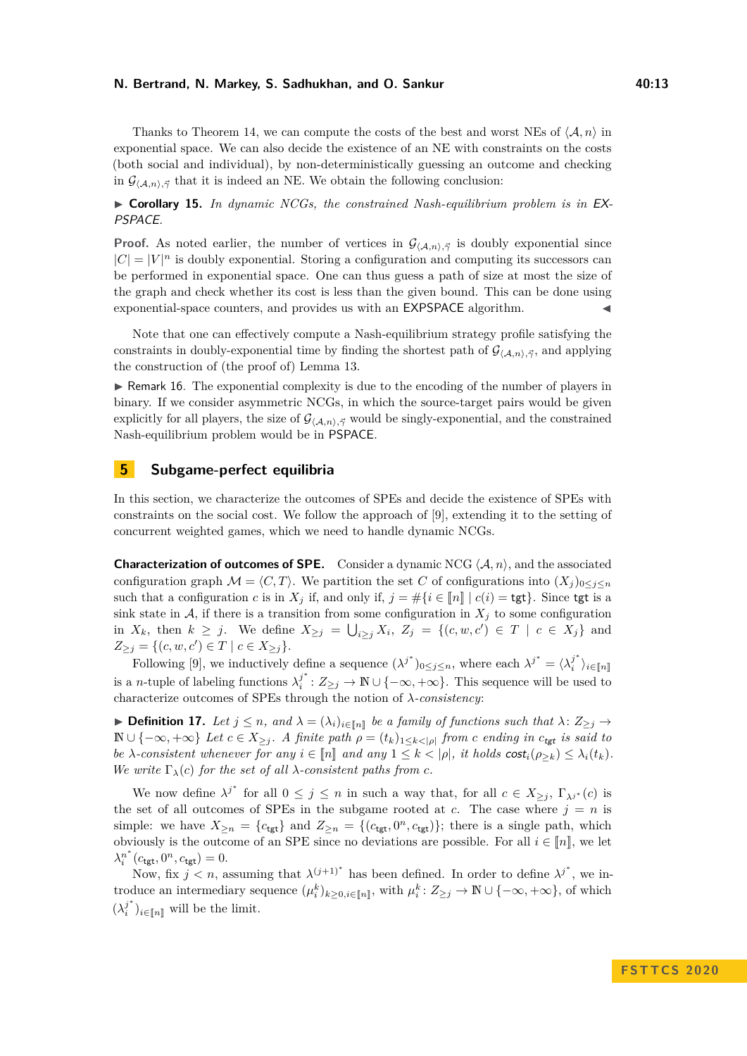Thanks to Theorem 14, we can compute the costs of the best and worst NEs of $\langle \mathcal{A}, n\rangle$ in exponential space. We can also decide the existence of an NE with constraints on the costs (both social and individual), by non-deterministically guessing an outcome and checking in $\mathcal{G}_{\langle \mathcal{A},n\rangle,\vec{\gamma}}$ that it is indeed an NE. We obtain the following conclusion:

▶ **Corollary 15.** *In dynamic NCGs, the constrained Nash-equilibrium problem is in* EXPSPACE*.*

**Proof.** As noted earlier, the number of vertices in $\mathcal{G}_{\langle \mathcal{A},n\rangle,\vec{\gamma}}$ is doubly exponential since $|C| = |V|^n$ is doubly exponential. Storing a configuration and computing its successors can be performed in exponential space. One can thus guess a path of size at most the size of the graph and check whether its cost is less than the given bound. This can be done using exponential-space counters, and provides us with an EXPSPACE algorithm. ◀

Note that one can effectively compute a Nash-equilibrium strategy profile satisfying the constraints in doubly-exponential time by finding the shortest path of $\mathcal{G}_{\langle \mathcal{A},n\rangle,\vec{\gamma}}$, and applying the construction of (the proof of) Lemma 13.

▶ Remark 16. The exponential complexity is due to the encoding of the number of players in binary. If we consider asymmetric NCGs, in which the source-target pairs would be given explicitly for all players, the size of $\mathcal{G}_{\langle \mathcal{A},n\rangle,\vec{\gamma}}$ would be singly-exponential, and the constrained Nash-equilibrium problem would be in PSPACE.

## 5 Subgame-perfect equilibria

In this section, we characterize the outcomes of SPEs and decide the existence of SPEs with constraints on the social cost. We follow the approach of [9], extending it to the setting of concurrent weighted games, which we need to handle dynamic NCGs.

**Characterization of outcomes of SPE.** Consider a dynamic NCG $\langle \mathcal{A}, n\rangle$, and the associated configuration graph $\mathcal{M} = \langle C, T\rangle$. We partition the set $C$ of configurations into $(X_j)_{0\le j\le n}$ such that a configuration $c$ is in $X_j$ if, and only if, $j = \#\{i \in [\![n]\!] \mid c(i) = \mathsf{tgt}\}$. Since $\mathsf{tgt}$ is a sink state in $\mathcal{A}$, if there is a transition from some configuration in $X_j$ to some configuration in $X_k$, then $k \ge j$. We define $X_{\ge j} = \bigcup_{i\ge j} X_i$, $Z_j = \{(c, w, c') \in T \mid c \in X_j\}$ and $Z_{\ge j} = \{(c, w, c') \in T \mid c \in X_{\ge j}\}$.

Following [9], we inductively define a sequence $(\lambda^{j^*})_{0\le j\le n}$, where each $\lambda^{j^*} = \langle \lambda_i^{j^*}\rangle_{i\in[\![n]\!]}$ is a $n$-tuple of labeling functions $\lambda_i^{j^*} : Z_{\ge j} \to \mathbb{N} \cup \{-\infty, +\infty\}$. This sequence will be used to characterize outcomes of SPEs through the notion of $\lambda$-*consistency*:

▶ **Definition 17.** *Let $j \le n$, and $\lambda = (\lambda_i)_{i\in[\![n]\!]}$ be a family of functions such that $\lambda\colon Z_{\ge j} \to \mathbb{N} \cup \{-\infty, +\infty\}$ Let $c \in X_{\ge j}$. A finite path $\rho = (t_k)_{1\le k<|\rho|}$ from $c$ ending in $c_{\mathsf{tgt}}$ is said to be $\lambda$-consistent whenever for any $i \in [\![n]\!]$ and any $1 \le k < |\rho|$, it holds $\mathsf{cost}_i(\rho_{\ge k}) \le \lambda_i(t_k)$. We write $\Gamma_\lambda(c)$ for the set of all $\lambda$-consistent paths from $c$.*

We now define $\lambda^{j^*}$ for all $0 \le j \le n$ in such a way that, for all $c \in X_{\ge j}$, $\Gamma_{\lambda^{j^*}}(c)$ is the set of all outcomes of SPEs in the subgame rooted at $c$. The case where $j = n$ is simple: we have $X_{\ge n} = \{c_{\mathsf{tgt}}\}$ and $Z_{\ge n} = \{(c_{\mathsf{tgt}}, 0^n, c_{\mathsf{tgt}})\}$; there is a single path, which obviously is the outcome of an SPE since no deviations are possible. For all $i \in [\![n]\!]$, we let $\lambda_i^{n^*}(c_{\mathsf{tgt}}, 0^n, c_{\mathsf{tgt}}) = 0$.

Now, fix $j < n$, assuming that $\lambda^{(j+1)^*}$ has been defined. In order to define $\lambda^{j^*}$, we introduce an intermediary sequence $(\mu_i^k)_{k\ge 0, i\in[\![n]\!]}$, with $\mu_i^k\colon Z_{\ge j} \to \mathbb{N} \cup \{-\infty, +\infty\}$, of which $(\lambda_i^{j^*})_{i\in[\![n]\!]}$ will be the limit.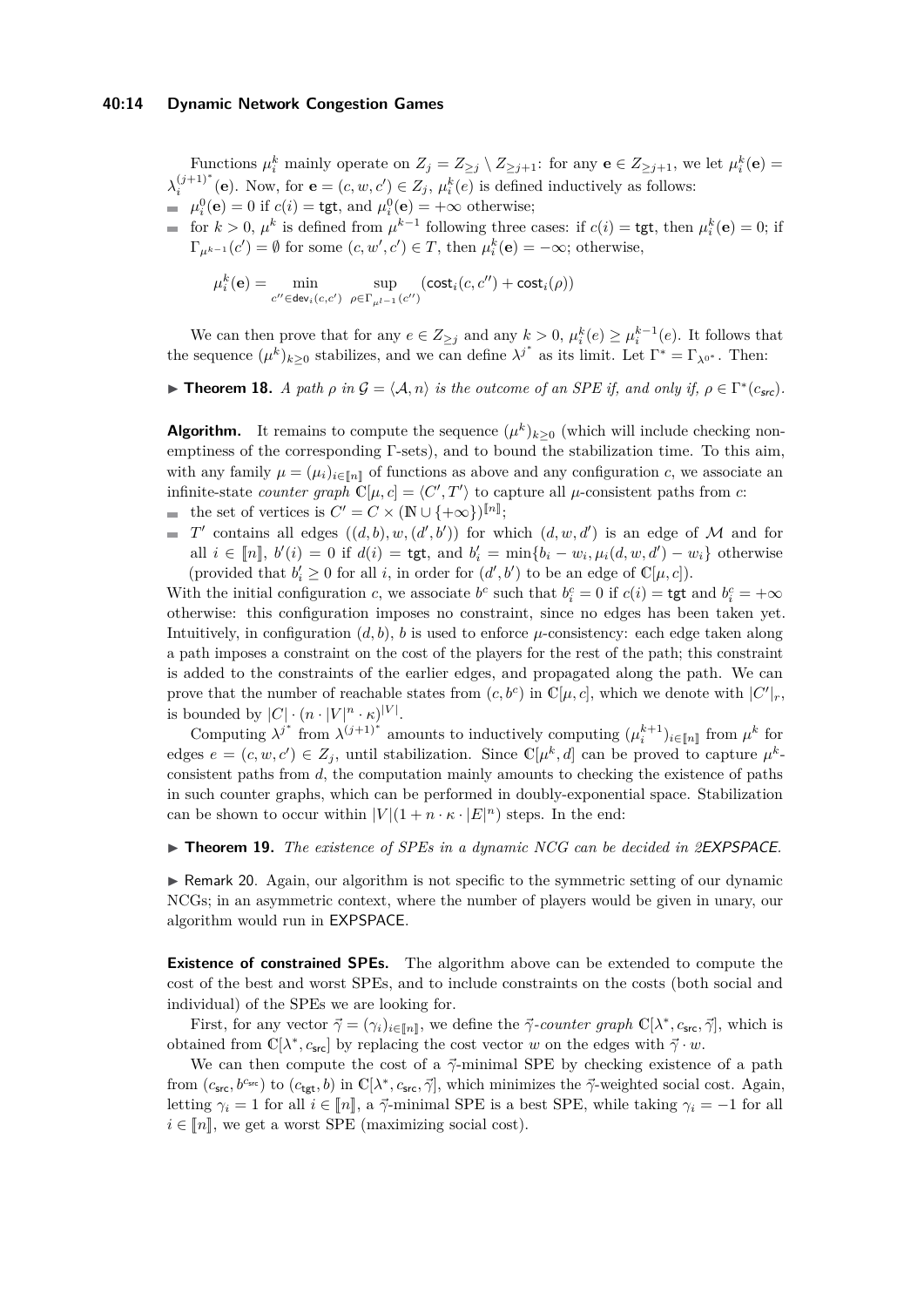Functions $\mu_i^k$ mainly operate on $Z_j = Z_{\geq j} \setminus Z_{\geq j+1}$: for any $\mathbf{e} \in Z_{\geq j+1}$, we let $\mu_i^k(\mathbf{e}) = \lambda_i^{(j+1)^*}(\mathbf{e})$. Now, for $\mathbf{e} = (c, w, c') \in Z_j$, $\mu_i^k(e)$ is defined inductively as follows:

- $\mu_i^0(\mathbf{e}) = 0$ if $c(i) = \mathsf{tgt}$, and $\mu_i^0(\mathbf{e}) = +\infty$ otherwise;
- for $k > 0$, $\mu^k$ is defined from $\mu^{k-1}$ following three cases: if $c(i) = \mathsf{tgt}$, then $\mu_i^k(\mathbf{e}) = 0$; if $\Gamma_{\mu^{k-1}}(c') = \emptyset$ for some $(c, w', c') \in T$, then $\mu_i^k(\mathbf{e}) = -\infty$; otherwise,

$$\mu_i^k(\mathbf{e}) = \min_{c'' \in \mathsf{dev}_i(c,c')} \sup_{\rho \in \Gamma_{\mu^{l-1}}(c'')} (\mathsf{cost}_i(c, c'') + \mathsf{cost}_i(\rho))$$

We can then prove that for any $e \in Z_{\geq j}$ and any $k > 0$, $\mu_i^k(e) \geq \mu_i^{k-1}(e)$. It follows that the sequence $(\mu^k)_{k \geq 0}$ stabilizes, and we can define $\lambda^{j^*}$ as its limit. Let $\Gamma^* = \Gamma_{\lambda^{0^*}}$. Then:

▶ **Theorem 18.** *A path $\rho$ in $\mathcal{G} = \langle \mathcal{A}, n \rangle$ is the outcome of an SPE if, and only if, $\rho \in \Gamma^*(c_{\mathsf{src}})$.*

**Algorithm.** It remains to compute the sequence $(\mu^k)_{k \geq 0}$ (which will include checking non-emptiness of the corresponding $\Gamma$-sets), and to bound the stabilization time. To this aim, with any family $\mu = (\mu_i)_{i \in [\![n]\!]}$ of functions as above and any configuration $c$, we associate an infinite-state *counter graph* $\mathbb{C}[\mu, c] = \langle C', T' \rangle$ to capture all $\mu$-consistent paths from $c$:

- the set of vertices is $C' = C \times (\mathbb{N} \cup \{+\infty\})^{[\![n]\!]}$;
- $T'$ contains all edges $((d, b), w, (d', b'))$ for which $(d, w, d')$ is an edge of $\mathcal{M}$ and for all $i \in [\![n]\!]$, $b'(i) = 0$ if $d(i) = \mathsf{tgt}$, and $b'_i = \min\{b_i - w_i, \mu_i(d, w, d') - w_i\}$ otherwise (provided that $b'_i \geq 0$ for all $i$, in order for $(d', b')$ to be an edge of $\mathbb{C}[\mu, c]$).

With the initial configuration $c$, we associate $b^c$ such that $b_i^c = 0$ if $c(i) = \mathsf{tgt}$ and $b_i^c = +\infty$ otherwise: this configuration imposes no constraint, since no edges has been taken yet. Intuitively, in configuration $(d, b)$, $b$ is used to enforce $\mu$-consistency: each edge taken along a path imposes a constraint on the cost of the players for the rest of the path; this constraint is added to the constraints of the earlier edges, and propagated along the path. We can prove that the number of reachable states from $(c, b^c)$ in $\mathbb{C}[\mu, c]$, which we denote with $|C'|_r$, is bounded by $|C| \cdot (n \cdot |V|^n \cdot \kappa)^{|V|}$.

Computing $\lambda^{j^*}$ from $\lambda^{(j+1)^*}$ amounts to inductively computing $(\mu_i^{k+1})_{i \in [\![n]\!]}$ from $\mu^k$ for edges $e = (c, w, c') \in Z_j$, until stabilization. Since $\mathbb{C}[\mu^k, d]$ can be proved to capture $\mu^k$-consistent paths from $d$, the computation mainly amounts to checking the existence of paths in such counter graphs, which can be performed in doubly-exponential space. Stabilization can be shown to occur within $|V|(1 + n \cdot \kappa \cdot |E|^n)$ steps. In the end:

▶ **Theorem 19.** *The existence of SPEs in a dynamic NCG can be decided in 2*EXPSPACE*.*

▶ Remark 20. Again, our algorithm is not specific to the symmetric setting of our dynamic NCGs; in an asymmetric context, where the number of players would be given in unary, our algorithm would run in EXPSPACE.

**Existence of constrained SPEs.** The algorithm above can be extended to compute the cost of the best and worst SPEs, and to include constraints on the costs (both social and individual) of the SPEs we are looking for.

First, for any vector $\vec{\gamma} = (\gamma_i)_{i \in [\![n]\!]}$, we define the $\vec{\gamma}$-*counter graph* $\mathbb{C}[\lambda^*, c_{\mathsf{src}}, \vec{\gamma}]$, which is obtained from $\mathbb{C}[\lambda^*, c_{\mathsf{src}}]$ by replacing the cost vector $w$ on the edges with $\vec{\gamma} \cdot w$.

We can then compute the cost of a $\vec{\gamma}$-minimal SPE by checking existence of a path from $(c_{\mathsf{src}}, b^{c_{\mathsf{src}}})$ to $(c_{\mathsf{tgt}}, b)$ in $\mathbb{C}[\lambda^*, c_{\mathsf{src}}, \vec{\gamma}]$, which minimizes the $\vec{\gamma}$-weighted social cost. Again, letting $\gamma_i = 1$ for all $i \in [\![n]\!]$, a $\vec{\gamma}$-minimal SPE is a best SPE, while taking $\gamma_i = -1$ for all $i \in [\![n]\!]$, we get a worst SPE (maximizing social cost).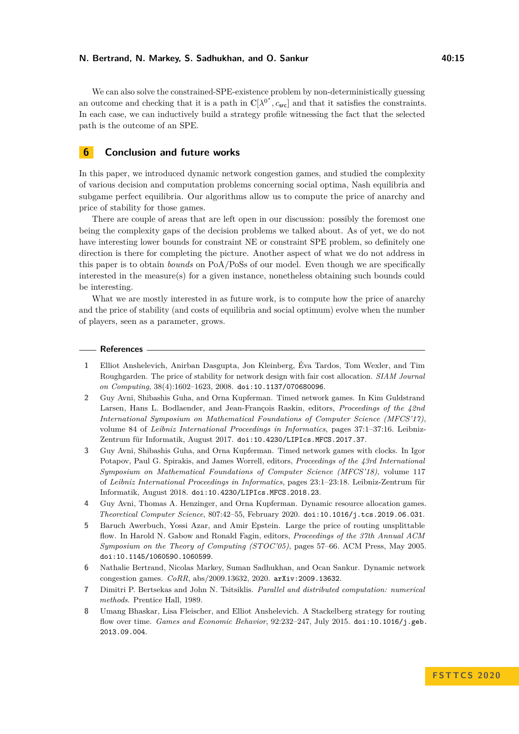We can also solve the constrained-SPE-existence problem by non-deterministically guessing an outcome and checking that it is a path in $\mathbb{C}[\lambda^{0^*}, c_{\mathsf{src}}]$ and that it satisfies the constraints. In each case, we can inductively build a strategy profile witnessing the fact that the selected path is the outcome of an SPE.

## 6 Conclusion and future works

In this paper, we introduced dynamic network congestion games, and studied the complexity of various decision and computation problems concerning social optima, Nash equilibria and subgame perfect equilibria. Our algorithms allow us to compute the price of anarchy and price of stability for those games.

There are couple of areas that are left open in our discussion: possibly the foremost one being the complexity gaps of the decision problems we talked about. As of yet, we do not have interesting lower bounds for constraint NE or constraint SPE problem, so definitely one direction is there for completing the picture. Another aspect of what we do not address in this paper is to obtain *bounds* on PoA/PoSs of our model. Even though we are specifically interested in the measure(s) for a given instance, nonetheless obtaining such bounds could be interesting.

What we are mostly interested in as future work, is to compute how the price of anarchy and the price of stability (and costs of equilibria and social optimum) evolve when the number of players, seen as a parameter, grows.

### References

1. Elliot Anshelevich, Anirban Dasgupta, Jon Kleinberg, Éva Tardos, Tom Wexler, and Tim Roughgarden. The price of stability for network design with fair cost allocation. *SIAM Journal on Computing*, 38(4):1602–1623, 2008. doi:10.1137/070680096.
2. Guy Avni, Shibashis Guha, and Orna Kupferman. Timed network games. In Kim Guldstrand Larsen, Hans L. Bodlaender, and Jean-François Raskin, editors, *Proceedings of the 42nd International Symposium on Mathematical Foundations of Computer Science (MFCS'17)*, volume 84 of *Leibniz International Proceedings in Informatics*, pages 37:1–37:16. Leibniz-Zentrum für Informatik, August 2017. doi:10.4230/LIPIcs.MFCS.2017.37.
3. Guy Avni, Shibashis Guha, and Orna Kupferman. Timed network games with clocks. In Igor Potapov, Paul G. Spirakis, and James Worrell, editors, *Proceedings of the 43rd International Symposium on Mathematical Foundations of Computer Science (MFCS'18)*, volume 117 of *Leibniz International Proceedings in Informatics*, pages 23:1–23:18. Leibniz-Zentrum für Informatik, August 2018. doi:10.4230/LIPIcs.MFCS.2018.23.
4. Guy Avni, Thomas A. Henzinger, and Orna Kupferman. Dynamic resource allocation games. *Theoretical Computer Science*, 807:42–55, February 2020. doi:10.1016/j.tcs.2019.06.031.
5. Baruch Awerbuch, Yossi Azar, and Amir Epstein. Large the price of routing unsplittable flow. In Harold N. Gabow and Ronald Fagin, editors, *Proceedings of the 37th Annual ACM Symposium on the Theory of Computing (STOC'05)*, pages 57–66. ACM Press, May 2005. doi:10.1145/1060590.1060599.
6. Nathalie Bertrand, Nicolas Markey, Suman Sadhukhan, and Ocan Sankur. Dynamic network congestion games. *CoRR*, abs/2009.13632, 2020. arXiv:2009.13632.
7. Dimitri P. Bertsekas and John N. Tsitsiklis. *Parallel and distributed computation: numerical methods*. Prentice Hall, 1989.
8. Umang Bhaskar, Lisa Fleischer, and Elliot Anshelevich. A Stackelberg strategy for routing flow over time. *Games and Economic Behavior*, 92:232–247, July 2015. doi:10.1016/j.geb.2013.09.004.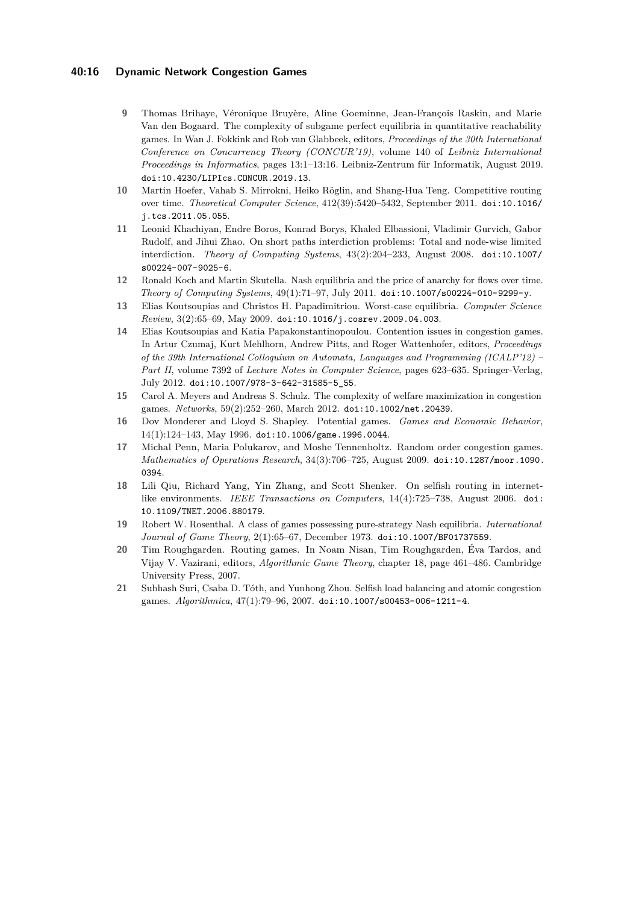9. Thomas Brihaye, Véronique Bruyère, Aline Goeminne, Jean-François Raskin, and Marie Van den Bogaard. The complexity of subgame perfect equilibria in quantitative reachability games. In Wan J. Fokkink and Rob van Glabbeek, editors, *Proceedings of the 30th International Conference on Concurrency Theory (CONCUR'19)*, volume 140 of *Leibniz International Proceedings in Informatics*, pages 13:1–13:16. Leibniz-Zentrum für Informatik, August 2019. doi:10.4230/LIPIcs.CONCUR.2019.13.
10. Martin Hoefer, Vahab S. Mirrokni, Heiko Röglin, and Shang-Hua Teng. Competitive routing over time. *Theoretical Computer Science*, 412(39):5420–5432, September 2011. doi:10.1016/j.tcs.2011.05.055.
11. Leonid Khachiyan, Endre Boros, Konrad Borys, Khaled Elbassioni, Vladimir Gurvich, Gabor Rudolf, and Jihui Zhao. On short paths interdiction problems: Total and node-wise limited interdiction. *Theory of Computing Systems*, 43(2):204–233, August 2008. doi:10.1007/s00224-007-9025-6.
12. Ronald Koch and Martin Skutella. Nash equilibria and the price of anarchy for flows over time. *Theory of Computing Systems*, 49(1):71–97, July 2011. doi:10.1007/s00224-010-9299-y.
13. Elias Koutsoupias and Christos H. Papadimitriou. Worst-case equilibria. *Computer Science Review*, 3(2):65–69, May 2009. doi:10.1016/j.cosrev.2009.04.003.
14. Elias Koutsoupias and Katia Papakonstantinopoulou. Contention issues in congestion games. In Artur Czumaj, Kurt Mehlhorn, Andrew Pitts, and Roger Wattenhofer, editors, *Proceedings of the 39th International Colloquium on Automata, Languages and Programming (ICALP'12) – Part II*, volume 7392 of *Lecture Notes in Computer Science*, pages 623–635. Springer-Verlag, July 2012. doi:10.1007/978-3-642-31585-5_55.
15. Carol A. Meyers and Andreas S. Schulz. The complexity of welfare maximization in congestion games. *Networks*, 59(2):252–260, March 2012. doi:10.1002/net.20439.
16. Dov Monderer and Lloyd S. Shapley. Potential games. *Games and Economic Behavior*, 14(1):124–143, May 1996. doi:10.1006/game.1996.0044.
17. Michal Penn, Maria Polukarov, and Moshe Tennenholtz. Random order congestion games. *Mathematics of Operations Research*, 34(3):706–725, August 2009. doi:10.1287/moor.1090.0394.
18. Lili Qiu, Richard Yang, Yin Zhang, and Scott Shenker. On selfish routing in internet-like environments. *IEEE Transactions on Computers*, 14(4):725–738, August 2006. doi:10.1109/TNET.2006.880179.
19. Robert W. Rosenthal. A class of games possessing pure-strategy Nash equilibria. *International Journal of Game Theory*, 2(1):65–67, December 1973. doi:10.1007/BF01737559.
20. Tim Roughgarden. Routing games. In Noam Nisan, Tim Roughgarden, Éva Tardos, and Vijay V. Vazirani, editors, *Algorithmic Game Theory*, chapter 18, page 461–486. Cambridge University Press, 2007.
21. Subhash Suri, Csaba D. Tóth, and Yunhong Zhou. Selfish load balancing and atomic congestion games. *Algorithmica*, 47(1):79–96, 2007. doi:10.1007/s00453-006-1211-4.